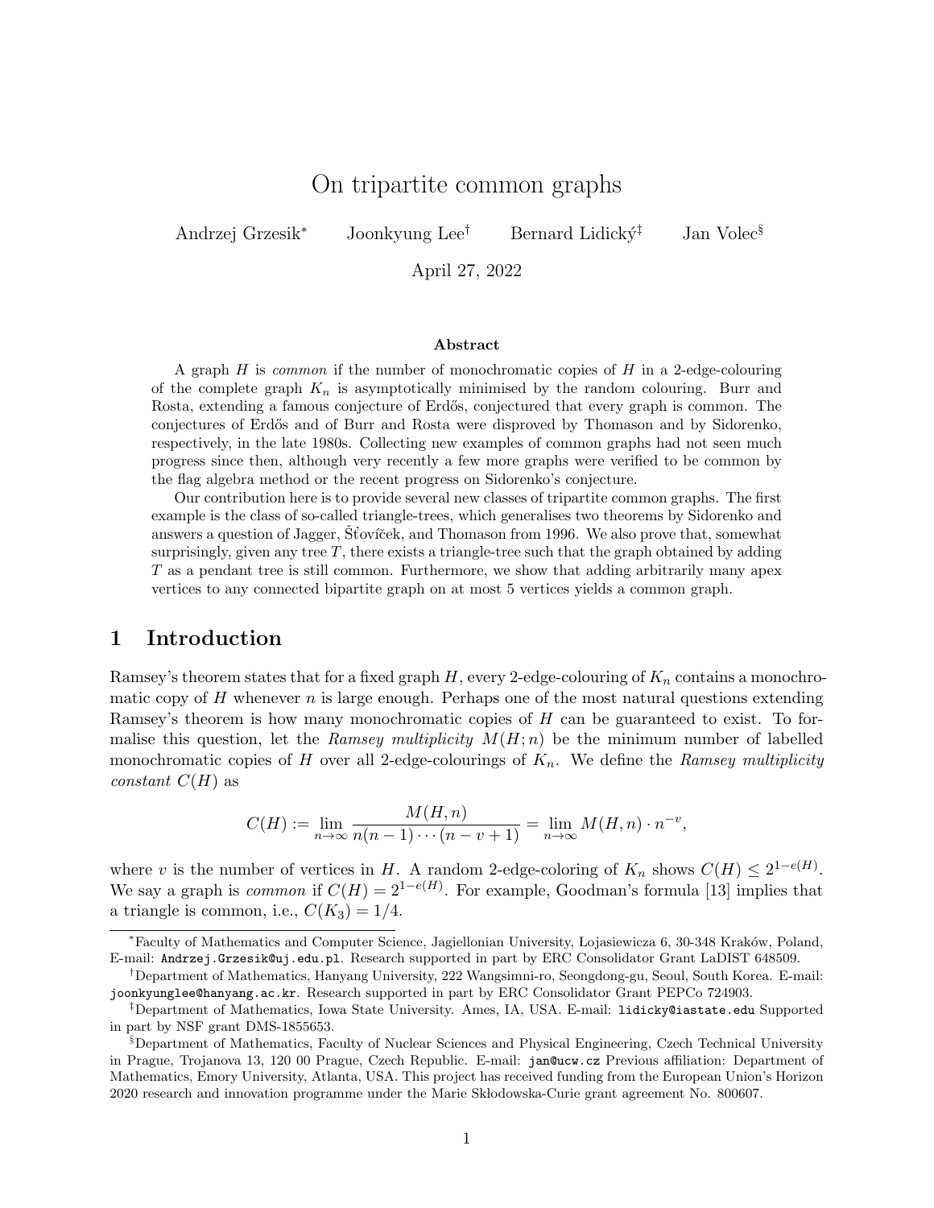# On tripartite common graphs

Andrzej Grzesik[*] Joonkyung Lee[†] Bernard Lidický[‡] Jan Volec[§]

April 27, 2022

### Abstract

A graph $H$ is *common* if the number of monochromatic copies of $H$ in a 2-edge-colouring of the complete graph $K_n$ is asymptotically minimised by the random colouring. Burr and Rosta, extending a famous conjecture of Erdős, conjectured that every graph is common. The conjectures of Erdős and of Burr and Rosta were disproved by Thomason and by Sidorenko, respectively, in the late 1980s. Collecting new examples of common graphs had not seen much progress since then, although very recently a few more graphs were verified to be common by the flag algebra method or the recent progress on Sidorenko's conjecture.

Our contribution here is to provide several new classes of tripartite common graphs. The first example is the class of so-called triangle-trees, which generalises two theorems by Sidorenko and answers a question of Jagger, Šťovíček, and Thomason from 1996. We also prove that, somewhat surprisingly, given any tree $T$, there exists a triangle-tree such that the graph obtained by adding $T$ as a pendant tree is still common. Furthermore, we show that adding arbitrarily many apex vertices to any connected bipartite graph on at most 5 vertices yields a common graph.

## 1 Introduction

Ramsey's theorem states that for a fixed graph $H$, every 2-edge-colouring of $K_n$ contains a monochromatic copy of $H$ whenever $n$ is large enough. Perhaps one of the most natural questions extending Ramsey's theorem is how many monochromatic copies of $H$ can be guaranteed to exist. To formalise this question, let the *Ramsey multiplicity* $M(H;n)$ be the minimum number of labelled monochromatic copies of $H$ over all 2-edge-colourings of $K_n$. We define the *Ramsey multiplicity constant* $C(H)$ as

$$C(H) := \lim_{n\to\infty} \frac{M(H,n)}{n(n-1)\cdots(n-v+1)} = \lim_{n\to\infty} M(H,n)\cdot n^{-v},$$

where $v$ is the number of vertices in $H$. A random 2-edge-coloring of $K_n$ shows $C(H) \le 2^{1-e(H)}$. We say a graph is *common* if $C(H) = 2^{1-e(H)}$. For example, Goodman's formula [13] implies that a triangle is common, i.e., $C(K_3) = 1/4$.

---

[*] Faculty of Mathematics and Computer Science, Jagiellonian University, Łojasiewicza 6, 30-348 Kraków, Poland, E-mail: Andrzej.Grzesik@uj.edu.pl. Research supported in part by ERC Consolidator Grant LaDIST 648509.

[†] Department of Mathematics, Hanyang University, 222 Wangsimni-ro, Seongdong-gu, Seoul, South Korea. E-mail: joonkyunglee@hanyang.ac.kr. Research supported in part by ERC Consolidator Grant PEPCo 724903.

[‡] Department of Mathematics, Iowa State University. Ames, IA, USA. E-mail: lidicky@iastate.edu Supported in part by NSF grant DMS-1855653.

[§] Department of Mathematics, Faculty of Nuclear Sciences and Physical Engineering, Czech Technical University in Prague, Trojanova 13, 120 00 Prague, Czech Republic. E-mail: jan@ucw.cz Previous affiliation: Department of Mathematics, Emory University, Atlanta, USA. This project has received funding from the European Union's Horizon 2020 research and innovation programme under the Marie Skłodowska-Curie grant agreement No. 800607.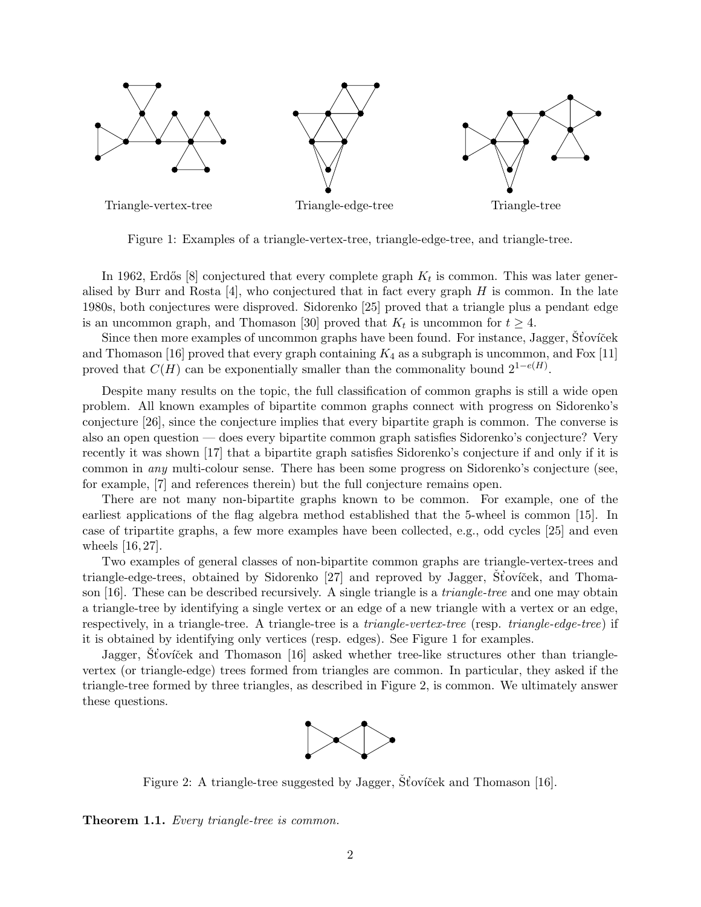Triangle-vertex-tree  Triangle-edge-tree  Triangle-tree

Figure 1: Examples of a triangle-vertex-tree, triangle-edge-tree, and triangle-tree.

In 1962, Erdős [8] conjectured that every complete graph $K_t$ is common. This was later generalised by Burr and Rosta [4], who conjectured that in fact every graph $H$ is common. In the late 1980s, both conjectures were disproved. Sidorenko [25] proved that a triangle plus a pendant edge is an uncommon graph, and Thomason [30] proved that $K_t$ is uncommon for $t \geq 4$.

Since then more examples of uncommon graphs have been found. For instance, Jagger, Šťovíček and Thomason [16] proved that every graph containing $K_4$ as a subgraph is uncommon, and Fox [11] proved that $C(H)$ can be exponentially smaller than the commonality bound $2^{1-e(H)}$.

Despite many results on the topic, the full classification of common graphs is still a wide open problem. All known examples of bipartite common graphs connect with progress on Sidorenko's conjecture [26], since the conjecture implies that every bipartite graph is common. The converse is also an open question — does every bipartite common graph satisfies Sidorenko's conjecture? Very recently it was shown [17] that a bipartite graph satisfies Sidorenko's conjecture if and only if it is common in *any* multi-colour sense. There has been some progress on Sidorenko's conjecture (see, for example, [7] and references therein) but the full conjecture remains open.

There are not many non-bipartite graphs known to be common. For example, one of the earliest applications of the flag algebra method established that the 5-wheel is common [15]. In case of tripartite graphs, a few more examples have been collected, e.g., odd cycles [25] and even wheels [16, 27].

Two examples of general classes of non-bipartite common graphs are triangle-vertex-trees and triangle-edge-trees, obtained by Sidorenko [27] and reproved by Jagger, Šťovíček, and Thomason [16]. These can be described recursively. A single triangle is a *triangle-tree* and one may obtain a triangle-tree by identifying a single vertex or an edge of a new triangle with a vertex or an edge, respectively, in a triangle-tree. A triangle-tree is a *triangle-vertex-tree* (resp. *triangle-edge-tree*) if it is obtained by identifying only vertices (resp. edges). See Figure 1 for examples.

Jagger, Šťovíček and Thomason [16] asked whether tree-like structures other than triangle-vertex (or triangle-edge) trees formed from triangles are common. In particular, they asked if the triangle-tree formed by three triangles, as described in Figure 2, is common. We ultimately answer these questions.

Figure 2: A triangle-tree suggested by Jagger, Šťovíček and Thomason [16].

**Theorem 1.1.** *Every triangle-tree is common.*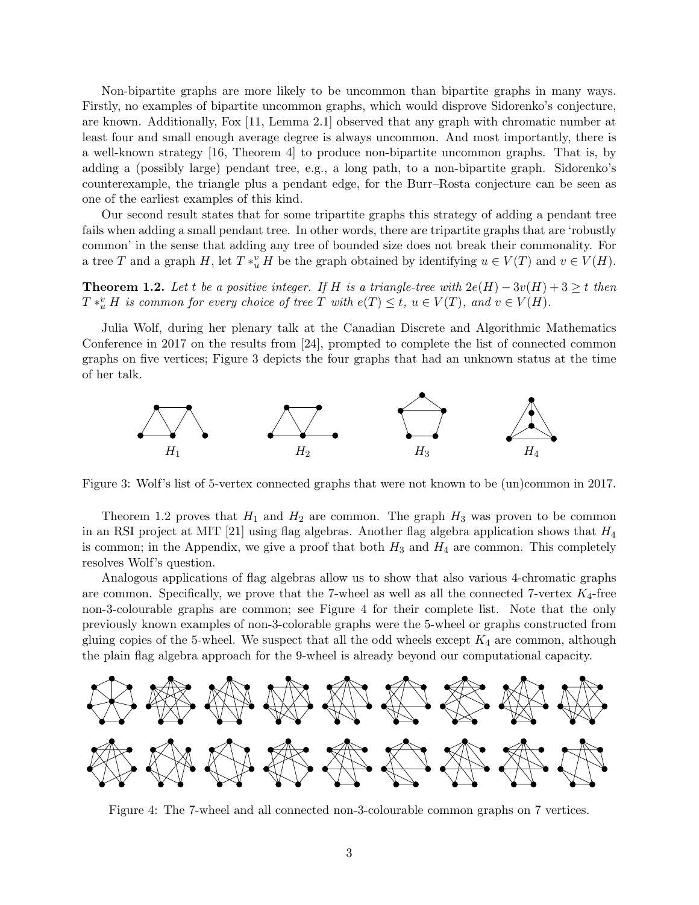Non-bipartite graphs are more likely to be uncommon than bipartite graphs in many ways. Firstly, no examples of bipartite uncommon graphs, which would disprove Sidorenko's conjecture, are known. Additionally, Fox [11, Lemma 2.1] observed that any graph with chromatic number at least four and small enough average degree is always uncommon. And most importantly, there is a well-known strategy [16, Theorem 4] to produce non-bipartite uncommon graphs. That is, by adding a (possibly large) pendant tree, e.g., a long path, to a non-bipartite graph. Sidorenko's counterexample, the triangle plus a pendant edge, for the Burr–Rosta conjecture can be seen as one of the earliest examples of this kind.

Our second result states that for some tripartite graphs this strategy of adding a pendant tree fails when adding a small pendant tree. In other words, there are tripartite graphs that are 'robustly common' in the sense that adding any tree of bounded size does not break their commonality. For a tree $T$ and a graph $H$, let $T *_u^v H$ be the graph obtained by identifying $u \in V(T)$ and $v \in V(H)$.

**Theorem 1.2.** *Let $t$ be a positive integer. If $H$ is a triangle-tree with $2e(H) - 3v(H) + 3 \geq t$ then $T *_u^v H$ is common for every choice of tree $T$ with $e(T) \leq t$, $u \in V(T)$, and $v \in V(H)$.*

Julia Wolf, during her plenary talk at the Canadian Discrete and Algorithmic Mathematics Conference in 2017 on the results from [24], prompted to complete the list of connected common graphs on five vertices; Figure 3 depicts the four graphs that had an unknown status at the time of her talk.

$H_1$ $H_2$ $H_3$ $H_4$

Figure 3: Wolf's list of 5-vertex connected graphs that were not known to be (un)common in 2017.

Theorem 1.2 proves that $H_1$ and $H_2$ are common. The graph $H_3$ was proven to be common in an RSI project at MIT [21] using flag algebras. Another flag algebra application shows that $H_4$ is common; in the Appendix, we give a proof that both $H_3$ and $H_4$ are common. This completely resolves Wolf's question.

Analogous applications of flag algebras allow us to show that also various 4-chromatic graphs are common. Specifically, we prove that the 7-wheel as well as all the connected 7-vertex $K_4$-free non-3-colourable graphs are common; see Figure 4 for their complete list. Note that the only previously known examples of non-3-colorable graphs were the 5-wheel or graphs constructed from gluing copies of the 5-wheel. We suspect that all the odd wheels except $K_4$ are common, although the plain flag algebra approach for the 9-wheel is already beyond our computational capacity.

Figure 4: The 7-wheel and all connected non-3-colourable common graphs on 7 vertices.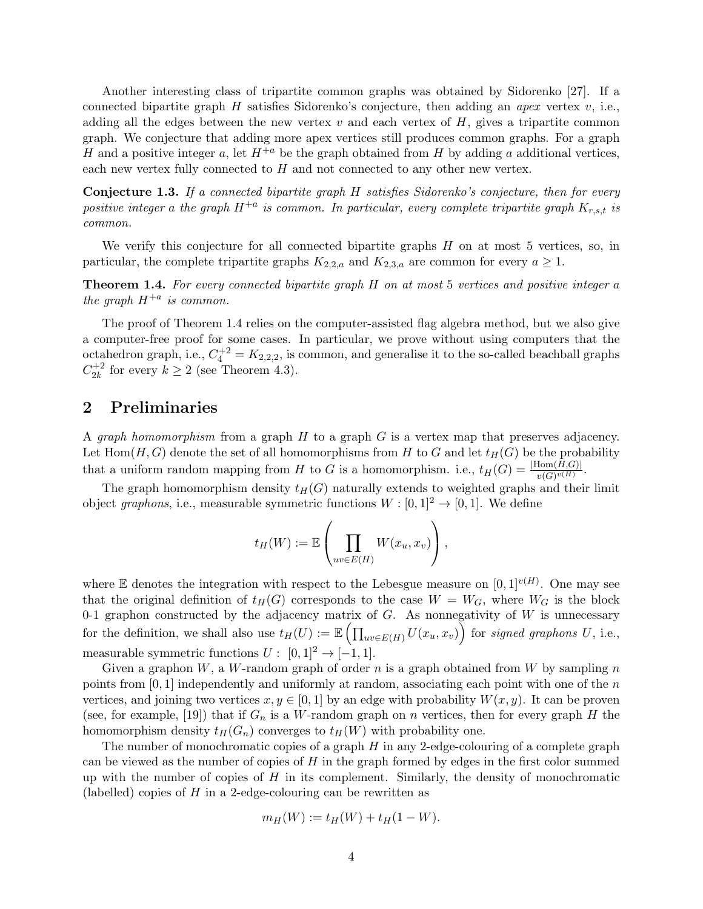Another interesting class of tripartite common graphs was obtained by Sidorenko [27]. If a connected bipartite graph $H$ satisfies Sidorenko's conjecture, then adding an *apex* vertex $v$, i.e., adding all the edges between the new vertex $v$ and each vertex of $H$, gives a tripartite common graph. We conjecture that adding more apex vertices still produces common graphs. For a graph $H$ and a positive integer $a$, let $H^{+a}$ be the graph obtained from $H$ by adding $a$ additional vertices, each new vertex fully connected to $H$ and not connected to any other new vertex.

**Conjecture 1.3.** *If a connected bipartite graph $H$ satisfies Sidorenko's conjecture, then for every positive integer $a$ the graph $H^{+a}$ is common. In particular, every complete tripartite graph $K_{r,s,t}$ is common.*

We verify this conjecture for all connected bipartite graphs $H$ on at most 5 vertices, so, in particular, the complete tripartite graphs $K_{2,2,a}$ and $K_{2,3,a}$ are common for every $a \geq 1$.

**Theorem 1.4.** *For every connected bipartite graph $H$ on at most 5 vertices and positive integer $a$ the graph $H^{+a}$ is common.*

The proof of Theorem 1.4 relies on the computer-assisted flag algebra method, but we also give a computer-free proof for some cases. In particular, we prove without using computers that the octahedron graph, i.e., $C_4^{+2} = K_{2,2,2}$, is common, and generalise it to the so-called beachball graphs $C_{2k}^{+2}$ for every $k \geq 2$ (see Theorem 4.3).

## 2 Preliminaries

A *graph homomorphism* from a graph $H$ to a graph $G$ is a vertex map that preserves adjacency. Let $\mathrm{Hom}(H, G)$ denote the set of all homomorphisms from $H$ to $G$ and let $t_H(G)$ be the probability that a uniform random mapping from $H$ to $G$ is a homomorphism. i.e., $t_H(G) = \frac{|\mathrm{Hom}(H,G)|}{v(G)^{v(H)}}$.

The graph homomorphism density $t_H(G)$ naturally extends to weighted graphs and their limit object *graphons*, i.e., measurable symmetric functions $W : [0, 1]^2 \to [0, 1]$. We define

$$t_H(W) := \mathbb{E}\left(\prod_{uv \in E(H)} W(x_u, x_v)\right),$$

where $\mathbb{E}$ denotes the integration with respect to the Lebesgue measure on $[0, 1]^{v(H)}$. One may see that the original definition of $t_H(G)$ corresponds to the case $W = W_G$, where $W_G$ is the block 0-1 graphon constructed by the adjacency matrix of $G$. As nonnegativity of $W$ is unnecessary for the definition, we shall also use $t_H(U) := \mathbb{E}\left(\prod_{uv \in E(H)} U(x_u, x_v)\right)$ for *signed graphons* $U$, i.e., measurable symmetric functions $U : [0, 1]^2 \to [-1, 1]$.

Given a graphon $W$, a $W$-random graph of order $n$ is a graph obtained from $W$ by sampling $n$ points from $[0, 1]$ independently and uniformly at random, associating each point with one of the $n$ vertices, and joining two vertices $x, y \in [0, 1]$ by an edge with probability $W(x, y)$. It can be proven (see, for example, [19]) that if $G_n$ is a $W$-random graph on $n$ vertices, then for every graph $H$ the homomorphism density $t_H(G_n)$ converges to $t_H(W)$ with probability one.

The number of monochromatic copies of a graph $H$ in any 2-edge-colouring of a complete graph can be viewed as the number of copies of $H$ in the graph formed by edges in the first color summed up with the number of copies of $H$ in its complement. Similarly, the density of monochromatic (labelled) copies of $H$ in a 2-edge-colouring can be rewritten as

$$m_H(W) := t_H(W) + t_H(1 - W).$$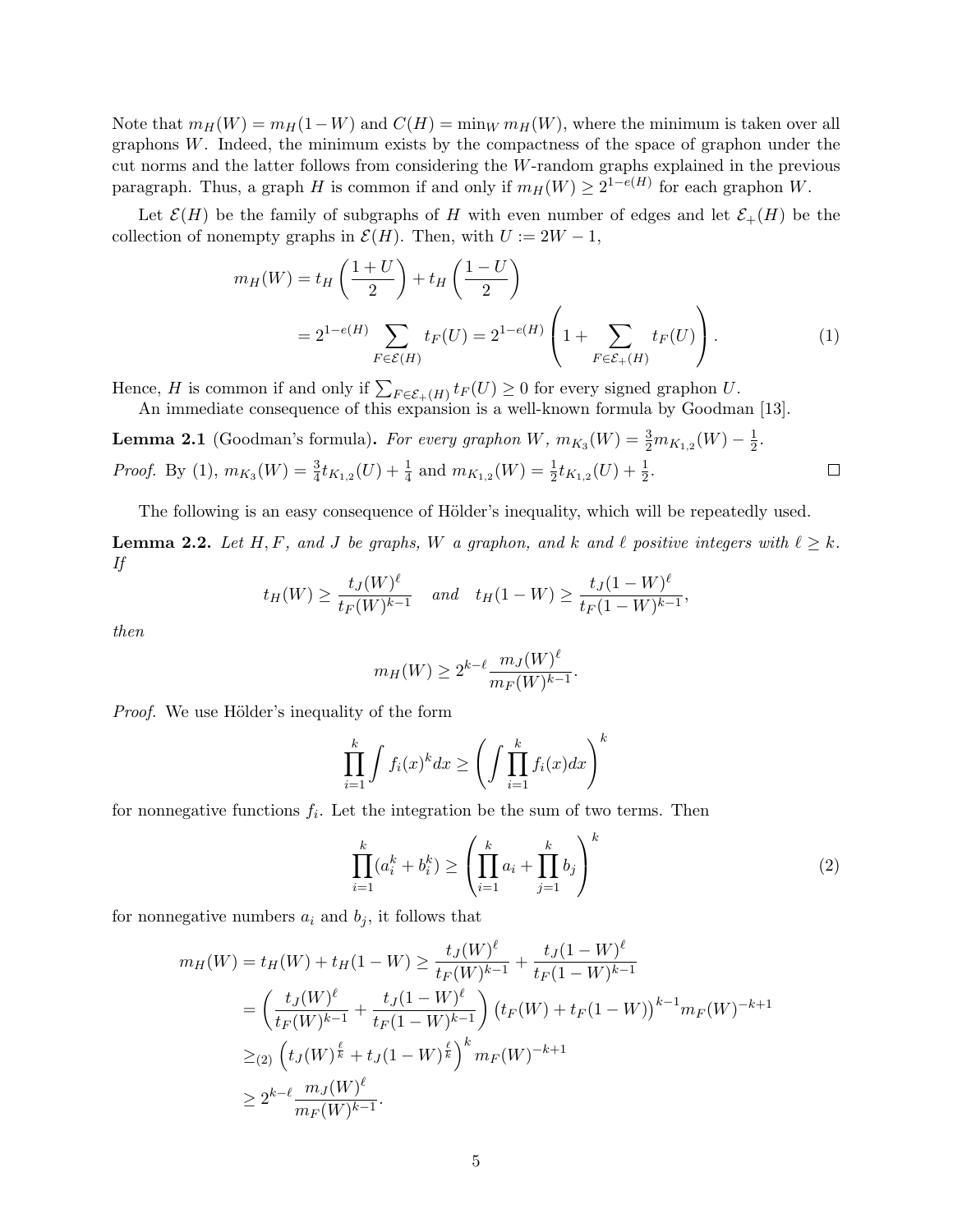Note that $m_H(W) = m_H(1-W)$ and $C(H) = \min_W m_H(W)$, where the minimum is taken over all graphons $W$. Indeed, the minimum exists by the compactness of the space of graphon under the cut norms and the latter follows from considering the $W$-random graphs explained in the previous paragraph. Thus, a graph $H$ is common if and only if $m_H(W) \geq 2^{1-e(H)}$ for each graphon $W$.

Let $\mathcal{E}(H)$ be the family of subgraphs of $H$ with even number of edges and let $\mathcal{E}_+(H)$ be the collection of nonempty graphs in $\mathcal{E}(H)$. Then, with $U := 2W - 1$,

$$
\begin{aligned}
m_H(W) &= t_H\left(\frac{1+U}{2}\right) + t_H\left(\frac{1-U}{2}\right) \\
&= 2^{1-e(H)} \sum_{F \in \mathcal{E}(H)} t_F(U) = 2^{1-e(H)} \left(1 + \sum_{F \in \mathcal{E}_+(H)} t_F(U)\right).
\end{aligned}
\tag{1}
$$

Hence, $H$ is common if and only if $\sum_{F \in \mathcal{E}_+(H)} t_F(U) \geq 0$ for every signed graphon $U$.

An immediate consequence of this expansion is a well-known formula by Goodman [13].

**Lemma 2.1** (Goodman's formula)**.** *For every graphon $W$, $m_{K_3}(W) = \frac{3}{2} m_{K_{1,2}}(W) - \frac{1}{2}$.*

*Proof.* By (1), $m_{K_3}(W) = \frac{3}{4} t_{K_{1,2}}(U) + \frac{1}{4}$ and $m_{K_{1,2}}(W) = \frac{1}{2} t_{K_{1,2}}(U) + \frac{1}{2}$. $\square$

The following is an easy consequence of Hölder's inequality, which will be repeatedly used.

**Lemma 2.2.** *Let $H, F$, and $J$ be graphs, $W$ a graphon, and $k$ and $\ell$ positive integers with $\ell \geq k$. If*

$$
t_H(W) \geq \frac{t_J(W)^\ell}{t_F(W)^{k-1}} \quad \text{and} \quad t_H(1-W) \geq \frac{t_J(1-W)^\ell}{t_F(1-W)^{k-1}},
$$

*then*

$$
m_H(W) \geq 2^{k-\ell} \frac{m_J(W)^\ell}{m_F(W)^{k-1}}.
$$

*Proof.* We use Hölder's inequality of the form

$$
\prod_{i=1}^{k} \int f_i(x)^k dx \geq \left( \int \prod_{i=1}^{k} f_i(x) dx \right)^k
$$

for nonnegative functions $f_i$. Let the integration be the sum of two terms. Then

$$
\prod_{i=1}^{k} (a_i^k + b_i^k) \geq \left( \prod_{i=1}^{k} a_i + \prod_{j=1}^{k} b_j \right)^k
\tag{2}
$$

for nonnegative numbers $a_i$ and $b_j$, it follows that

$$
\begin{aligned}
m_H(W) = t_H(W) + t_H(1-W) &\geq \frac{t_J(W)^\ell}{t_F(W)^{k-1}} + \frac{t_J(1-W)^\ell}{t_F(1-W)^{k-1}} \\
&= \left( \frac{t_J(W)^\ell}{t_F(W)^{k-1}} + \frac{t_J(1-W)^\ell}{t_F(1-W)^{k-1}} \right) \left( t_F(W) + t_F(1-W) \right)^{k-1} m_F(W)^{-k+1} \\
&\geq_{(2)} \left( t_J(W)^{\frac{\ell}{k}} + t_J(1-W)^{\frac{\ell}{k}} \right)^k m_F(W)^{-k+1} \\
&\geq 2^{k-\ell} \frac{m_J(W)^\ell}{m_F(W)^{k-1}}.
\end{aligned}
$$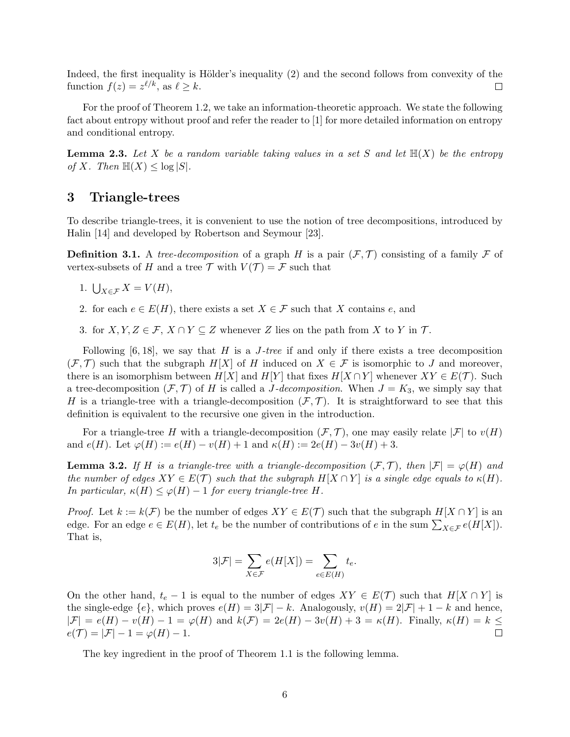Indeed, the first inequality is Hölder's inequality (2) and the second follows from convexity of the function $f(z) = z^{\ell/k}$, as $\ell \geq k$. $\square$

For the proof of Theorem 1.2, we take an information-theoretic approach. We state the following fact about entropy without proof and refer the reader to [1] for more detailed information on entropy and conditional entropy.

**Lemma 2.3.** *Let $X$ be a random variable taking values in a set $S$ and let $\mathbb{H}(X)$ be the entropy of $X$. Then $\mathbb{H}(X) \leq \log |S|$.*

## 3 Triangle-trees

To describe triangle-trees, it is convenient to use the notion of tree decompositions, introduced by Halin [14] and developed by Robertson and Seymour [23].

**Definition 3.1.** A *tree-decomposition* of a graph $H$ is a pair $(\mathcal{F}, \mathcal{T})$ consisting of a family $\mathcal{F}$ of vertex-subsets of $H$ and a tree $\mathcal{T}$ with $V(\mathcal{T}) = \mathcal{F}$ such that

1. $\bigcup_{X \in \mathcal{F}} X = V(H)$,
2. for each $e \in E(H)$, there exists a set $X \in \mathcal{F}$ such that $X$ contains $e$, and
3. for $X, Y, Z \in \mathcal{F}$, $X \cap Y \subseteq Z$ whenever $Z$ lies on the path from $X$ to $Y$ in $\mathcal{T}$.

Following [6, 18], we say that $H$ is a *$J$-tree* if and only if there exists a tree decomposition $(\mathcal{F}, \mathcal{T})$ such that the subgraph $H[X]$ of $H$ induced on $X \in \mathcal{F}$ is isomorphic to $J$ and moreover, there is an isomorphism between $H[X]$ and $H[Y]$ that fixes $H[X \cap Y]$ whenever $XY \in E(\mathcal{T})$. Such a tree-decomposition $(\mathcal{F}, \mathcal{T})$ of $H$ is called a *$J$-decomposition.* When $J = K_3$, we simply say that $H$ is a triangle-tree with a triangle-decomposition $(\mathcal{F}, \mathcal{T})$. It is straightforward to see that this definition is equivalent to the recursive one given in the introduction.

For a triangle-tree $H$ with a triangle-decomposition $(\mathcal{F}, \mathcal{T})$, one may easily relate $|\mathcal{F}|$ to $v(H)$ and $e(H)$. Let $\varphi(H) := e(H) - v(H) + 1$ and $\kappa(H) := 2e(H) - 3v(H) + 3$.

**Lemma 3.2.** *If $H$ is a triangle-tree with a triangle-decomposition $(\mathcal{F}, \mathcal{T})$, then $|\mathcal{F}| = \varphi(H)$ and the number of edges $XY \in E(\mathcal{T})$ such that the subgraph $H[X \cap Y]$ is a single edge equals to $\kappa(H)$. In particular, $\kappa(H) \leq \varphi(H) - 1$ for every triangle-tree $H$.*

*Proof.* Let $k := k(\mathcal{F})$ be the number of edges $XY \in E(\mathcal{T})$ such that the subgraph $H[X \cap Y]$ is an edge. For an edge $e \in E(H)$, let $t_e$ be the number of contributions of $e$ in the sum $\sum_{X \in \mathcal{F}} e(H[X])$. That is,

$$3|\mathcal{F}| = \sum_{X \in \mathcal{F}} e(H[X]) = \sum_{e \in E(H)} t_e.$$

On the other hand, $t_e - 1$ is equal to the number of edges $XY \in E(\mathcal{T})$ such that $H[X \cap Y]$ is the single-edge $\{e\}$, which proves $e(H) = 3|\mathcal{F}| - k$. Analogously, $v(H) = 2|\mathcal{F}| + 1 - k$ and hence, $|\mathcal{F}| = e(H) - v(H) - 1 = \varphi(H)$ and $k(\mathcal{F}) = 2e(H) - 3v(H) + 3 = \kappa(H)$. Finally, $\kappa(H) = k \leq e(\mathcal{T}) = |\mathcal{F}| - 1 = \varphi(H) - 1$. $\square$

The key ingredient in the proof of Theorem 1.1 is the following lemma.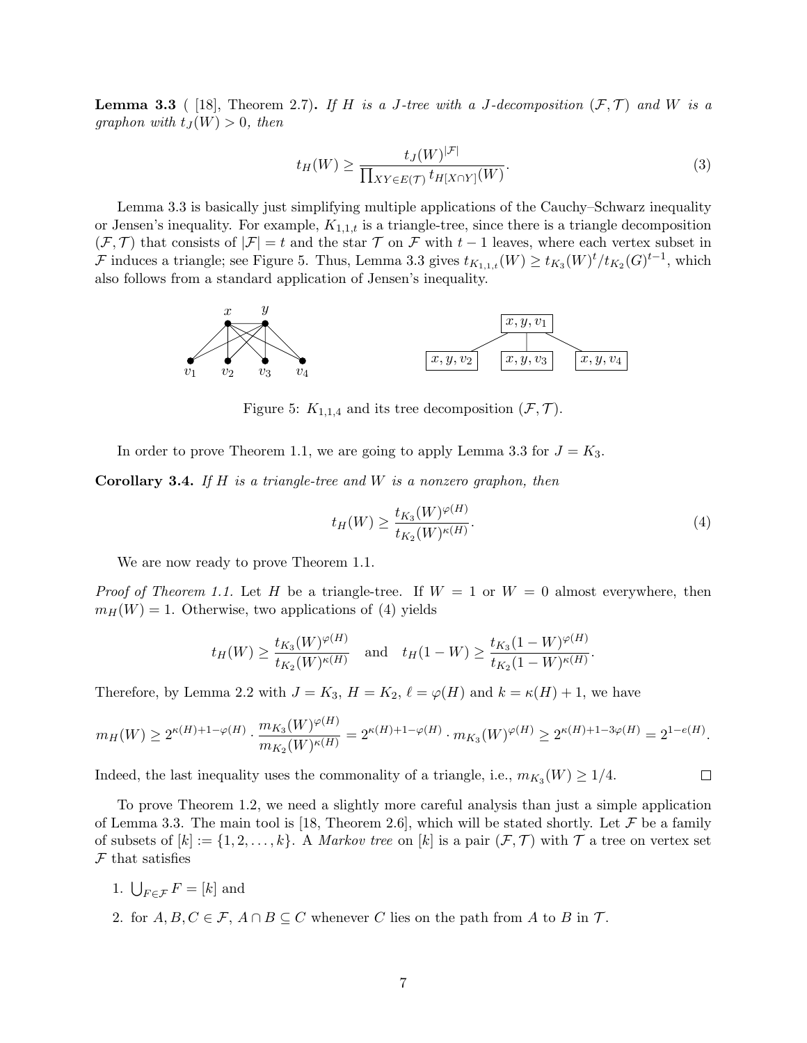**Lemma 3.3** ( [18], Theorem 2.7)**.** *If $H$ is a $J$-tree with a $J$-decomposition $(\mathcal{F}, \mathcal{T})$ and $W$ is a graphon with $t_J(W) > 0$, then*

$$t_H(W) \geq \frac{t_J(W)^{|\mathcal{F}|}}{\prod_{XY \in E(\mathcal{T})} t_{H[X\cap Y]}(W)}. \tag{3}$$

Lemma 3.3 is basically just simplifying multiple applications of the Cauchy–Schwarz inequality or Jensen's inequality. For example, $K_{1,1,t}$ is a triangle-tree, since there is a triangle decomposition $(\mathcal{F}, \mathcal{T})$ that consists of $|\mathcal{F}| = t$ and the star $\mathcal{T}$ on $\mathcal{F}$ with $t-1$ leaves, where each vertex subset in $\mathcal{F}$ induces a triangle; see Figure 5. Thus, Lemma 3.3 gives $t_{K_{1,1,t}}(W) \geq t_{K_3}(W)^t / t_{K_2}(G)^{t-1}$, which also follows from a standard application of Jensen's inequality.

Figure 5: $K_{1,1,4}$ and its tree decomposition $(\mathcal{F}, \mathcal{T})$.

In order to prove Theorem 1.1, we are going to apply Lemma 3.3 for $J = K_3$.

**Corollary 3.4.** *If $H$ is a triangle-tree and $W$ is a nonzero graphon, then*

$$t_H(W) \geq \frac{t_{K_3}(W)^{\varphi(H)}}{t_{K_2}(W)^{\kappa(H)}}. \tag{4}$$

We are now ready to prove Theorem 1.1.

*Proof of Theorem 1.1.* Let $H$ be a triangle-tree. If $W = 1$ or $W = 0$ almost everywhere, then $m_H(W) = 1$. Otherwise, two applications of (4) yields

$$t_H(W) \geq \frac{t_{K_3}(W)^{\varphi(H)}}{t_{K_2}(W)^{\kappa(H)}} \quad \text{and} \quad t_H(1-W) \geq \frac{t_{K_3}(1-W)^{\varphi(H)}}{t_{K_2}(1-W)^{\kappa(H)}}.$$

Therefore, by Lemma 2.2 with $J = K_3$, $H = K_2$, $\ell = \varphi(H)$ and $k = \kappa(H) + 1$, we have

$$m_H(W) \geq 2^{\kappa(H)+1-\varphi(H)} \cdot \frac{m_{K_3}(W)^{\varphi(H)}}{m_{K_2}(W)^{\kappa(H)}} = 2^{\kappa(H)+1-\varphi(H)} \cdot m_{K_3}(W)^{\varphi(H)} \geq 2^{\kappa(H)+1-3\varphi(H)} = 2^{1-e(H)}.$$

Indeed, the last inequality uses the commonality of a triangle, i.e., $m_{K_3}(W) \geq 1/4$. $\square$

To prove Theorem 1.2, we need a slightly more careful analysis than just a simple application of Lemma 3.3. The main tool is [18, Theorem 2.6], which will be stated shortly. Let $\mathcal{F}$ be a family of subsets of $[k] := \{1, 2, \ldots, k\}$. A *Markov tree* on $[k]$ is a pair $(\mathcal{F}, \mathcal{T})$ with $\mathcal{T}$ a tree on vertex set $\mathcal{F}$ that satisfies

1. $\bigcup_{F \in \mathcal{F}} F = [k]$ and
2. for $A, B, C \in \mathcal{F}$, $A \cap B \subseteq C$ whenever $C$ lies on the path from $A$ to $B$ in $\mathcal{T}$.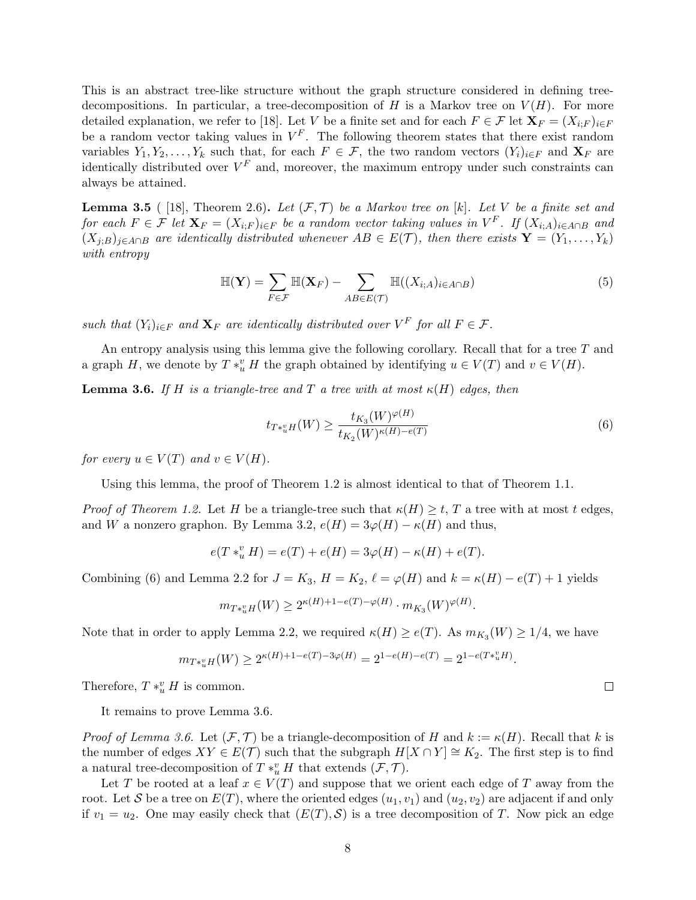This is an abstract tree-like structure without the graph structure considered in defining tree-decompositions. In particular, a tree-decomposition of $H$ is a Markov tree on $V(H)$. For more detailed explanation, we refer to [18]. Let $V$ be a finite set and for each $F \in \mathcal{F}$ let $\mathbf{X}_F = (X_{i;F})_{i \in F}$ be a random vector taking values in $V^F$. The following theorem states that there exist random variables $Y_1, Y_2, \ldots, Y_k$ such that, for each $F \in \mathcal{F}$, the two random vectors $(Y_i)_{i \in F}$ and $\mathbf{X}_F$ are identically distributed over $V^F$ and, moreover, the maximum entropy under such constraints can always be attained.

**Lemma 3.5** ( [18], Theorem 2.6)**.** *Let $(\mathcal{F}, \mathcal{T})$ be a Markov tree on $[k]$. Let $V$ be a finite set and for each $F \in \mathcal{F}$ let $\mathbf{X}_F = (X_{i;F})_{i \in F}$ be a random vector taking values in $V^F$. If $(X_{i;A})_{i \in A \cap B}$ and $(X_{j;B})_{j \in A \cap B}$ are identically distributed whenever $AB \in E(\mathcal{T})$, then there exists $\mathbf{Y} = (Y_1, \ldots, Y_k)$ with entropy*

$$\mathbb{H}(\mathbf{Y}) = \sum_{F \in \mathcal{F}} \mathbb{H}(\mathbf{X}_F) - \sum_{AB \in E(\mathcal{T})} \mathbb{H}((X_{i;A})_{i \in A \cap B}) \tag{5}$$

*such that $(Y_i)_{i \in F}$ and $\mathbf{X}_F$ are identically distributed over $V^F$ for all $F \in \mathcal{F}$.*

An entropy analysis using this lemma give the following corollary. Recall that for a tree $T$ and a graph $H$, we denote by $T *_u^v H$ the graph obtained by identifying $u \in V(T)$ and $v \in V(H)$.

**Lemma 3.6.** *If $H$ is a triangle-tree and $T$ a tree with at most $\kappa(H)$ edges, then*

$$t_{T *_u^v H}(W) \geq \frac{t_{K_3}(W)^{\varphi(H)}}{t_{K_2}(W)^{\kappa(H) - e(T)}} \tag{6}$$

*for every $u \in V(T)$ and $v \in V(H)$.*

Using this lemma, the proof of Theorem 1.2 is almost identical to that of Theorem 1.1.

*Proof of Theorem 1.2.* Let $H$ be a triangle-tree such that $\kappa(H) \geq t$, $T$ a tree with at most $t$ edges, and $W$ a nonzero graphon. By Lemma 3.2, $e(H) = 3\varphi(H) - \kappa(H)$ and thus,

$$e(T *_u^v H) = e(T) + e(H) = 3\varphi(H) - \kappa(H) + e(T).$$

Combining (6) and Lemma 2.2 for $J = K_3$, $H = K_2$, $\ell = \varphi(H)$ and $k = \kappa(H) - e(T) + 1$ yields

$$m_{T *_u^v H}(W) \geq 2^{\kappa(H) + 1 - e(T) - \varphi(H)} \cdot m_{K_3}(W)^{\varphi(H)}.$$

Note that in order to apply Lemma 2.2, we required $\kappa(H) \geq e(T)$. As $m_{K_3}(W) \geq 1/4$, we have

$$m_{T *_u^v H}(W) \geq 2^{\kappa(H) + 1 - e(T) - 3\varphi(H)} = 2^{1 - e(H) - e(T)} = 2^{1 - e(T *_u^v H)}.$$

Therefore, $T *_u^v H$ is common. $\square$

It remains to prove Lemma 3.6.

*Proof of Lemma 3.6.* Let $(\mathcal{F}, \mathcal{T})$ be a triangle-decomposition of $H$ and $k := \kappa(H)$. Recall that $k$ is the number of edges $XY \in E(\mathcal{T})$ such that the subgraph $H[X \cap Y] \cong K_2$. The first step is to find a natural tree-decomposition of $T *_u^v H$ that extends $(\mathcal{F}, \mathcal{T})$.

Let $T$ be rooted at a leaf $x \in V(T)$ and suppose that we orient each edge of $T$ away from the root. Let $\mathcal{S}$ be a tree on $E(T)$, where the oriented edges $(u_1, v_1)$ and $(u_2, v_2)$ are adjacent if and only if $v_1 = u_2$. One may easily check that $(E(T), \mathcal{S})$ is a tree decomposition of $T$. Now pick an edge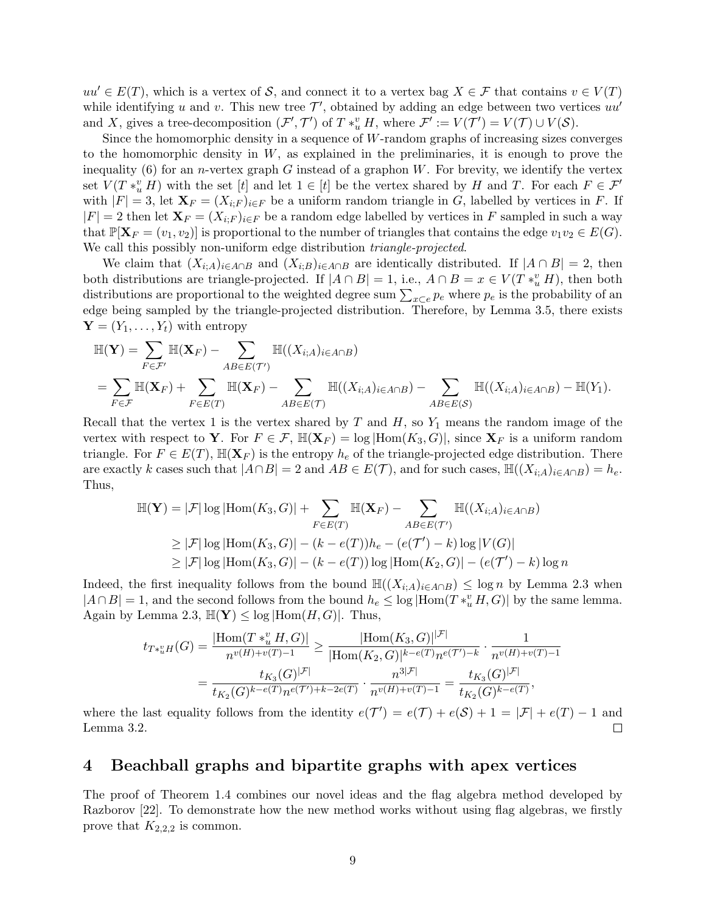$uu' \in E(T)$, which is a vertex of $\mathcal{S}$, and connect it to a vertex bag $X \in \mathcal{F}$ that contains $v \in V(T)$ while identifying $u$ and $v$. This new tree $\mathcal{T}'$, obtained by adding an edge between two vertices $uu'$ and $X$, gives a tree-decomposition $(\mathcal{F}', \mathcal{T}')$ of $T *_u^v H$, where $\mathcal{F}' := V(\mathcal{T}') = V(\mathcal{T}) \cup V(\mathcal{S})$.

Since the homomorphic density in a sequence of $W$-random graphs of increasing sizes converges to the homomorphic density in $W$, as explained in the preliminaries, it is enough to prove the inequality (6) for an $n$-vertex graph $G$ instead of a graphon $W$. For brevity, we identify the vertex set $V(T *_u^v H)$ with the set $[t]$ and let $1 \in [t]$ be the vertex shared by $H$ and $T$. For each $F \in \mathcal{F}'$ with $|F| = 3$, let $\mathbf{X}_F = (X_{i;F})_{i \in F}$ be a uniform random triangle in $G$, labelled by vertices in $F$. If $|F| = 2$ then let $\mathbf{X}_F = (X_{i;F})_{i \in F}$ be a random edge labelled by vertices in $F$ sampled in such a way that $\mathbb{P}[\mathbf{X}_F = (v_1, v_2)]$ is proportional to the number of triangles that contains the edge $v_1v_2 \in E(G)$. We call this possibly non-uniform edge distribution *triangle-projected*.

We claim that $(X_{i;A})_{i \in A \cap B}$ and $(X_{i;B})_{i \in A \cap B}$ are identically distributed. If $|A \cap B| = 2$, then both distributions are triangle-projected. If $|A \cap B| = 1$, i.e., $A \cap B = x \in V(T *_u^v H)$, then both distributions are proportional to the weighted degree sum $\sum_{x \subset e} p_e$ where $p_e$ is the probability of an edge being sampled by the triangle-projected distribution. Therefore, by Lemma 3.5, there exists $\mathbf{Y} = (Y_1, \ldots, Y_t)$ with entropy

$$
\begin{aligned}
\mathbb{H}(\mathbf{Y}) &= \sum_{F \in \mathcal{F}'} \mathbb{H}(\mathbf{X}_F) - \sum_{AB \in E(\mathcal{T}')} \mathbb{H}((X_{i;A})_{i \in A \cap B}) \\
&= \sum_{F \in \mathcal{F}} \mathbb{H}(\mathbf{X}_F) + \sum_{F \in E(T)} \mathbb{H}(\mathbf{X}_F) - \sum_{AB \in E(\mathcal{T})} \mathbb{H}((X_{i;A})_{i \in A \cap B}) - \sum_{AB \in E(\mathcal{S})} \mathbb{H}((X_{i;A})_{i \in A \cap B}) - \mathbb{H}(Y_1).
\end{aligned}
$$

Recall that the vertex 1 is the vertex shared by $T$ and $H$, so $Y_1$ means the random image of the vertex with respect to $\mathbf{Y}$. For $F \in \mathcal{F}$, $\mathbb{H}(\mathbf{X}_F) = \log |\mathrm{Hom}(K_3, G)|$, since $\mathbf{X}_F$ is a uniform random triangle. For $F \in E(T)$, $\mathbb{H}(\mathbf{X}_F)$ is the entropy $h_e$ of the triangle-projected edge distribution. There are exactly $k$ cases such that $|A \cap B| = 2$ and $AB \in E(\mathcal{T})$, and for such cases, $\mathbb{H}((X_{i;A})_{i \in A \cap B}) = h_e$. Thus,

$$
\begin{aligned}
\mathbb{H}(\mathbf{Y}) &= |\mathcal{F}| \log |\mathrm{Hom}(K_3, G)| + \sum_{F \in E(T)} \mathbb{H}(\mathbf{X}_F) - \sum_{AB \in E(\mathcal{T}')} \mathbb{H}((X_{i;A})_{i \in A \cap B}) \\
&\geq |\mathcal{F}| \log |\mathrm{Hom}(K_3, G)| - (k - e(T)) h_e - (e(\mathcal{T}') - k) \log |V(G)| \\
&\geq |\mathcal{F}| \log |\mathrm{Hom}(K_3, G)| - (k - e(T)) \log |\mathrm{Hom}(K_2, G)| - (e(\mathcal{T}') - k) \log n
\end{aligned}
$$

Indeed, the first inequality follows from the bound $\mathbb{H}((X_{i;A})_{i \in A \cap B}) \leq \log n$ by Lemma 2.3 when $|A \cap B| = 1$, and the second follows from the bound $h_e \leq \log |\mathrm{Hom}(T *_u^v H, G)|$ by the same lemma. Again by Lemma 2.3, $\mathbb{H}(\mathbf{Y}) \leq \log |\mathrm{Hom}(H, G)|$. Thus,

$$
\begin{aligned}
t_{T *_u^v H}(G) &= \frac{|\mathrm{Hom}(T *_u^v H, G)|}{n^{v(H) + v(T) - 1}} \geq \frac{|\mathrm{Hom}(K_3, G)|^{|\mathcal{F}|}}{|\mathrm{Hom}(K_2, G)|^{k - e(T)} n^{e(\mathcal{T}') - k}} \cdot \frac{1}{n^{v(H) + v(T) - 1}} \\
&= \frac{t_{K_3}(G)^{|\mathcal{F}|}}{t_{K_2}(G)^{k - e(T)} n^{e(\mathcal{T}') + k - 2e(T)}} \cdot \frac{n^{3|\mathcal{F}|}}{n^{v(H) + v(T) - 1}} = \frac{t_{K_3}(G)^{|\mathcal{F}|}}{t_{K_2}(G)^{k - e(T)}},
\end{aligned}
$$

where the last equality follows from the identity $e(\mathcal{T}') = e(\mathcal{T}) + e(\mathcal{S}) + 1 = |\mathcal{F}| + e(T) - 1$ and Lemma 3.2. $\square$

## 4 Beachball graphs and bipartite graphs with apex vertices

The proof of Theorem 1.4 combines our novel ideas and the flag algebra method developed by Razborov [22]. To demonstrate how the new method works without using flag algebras, we firstly prove that $K_{2,2,2}$ is common.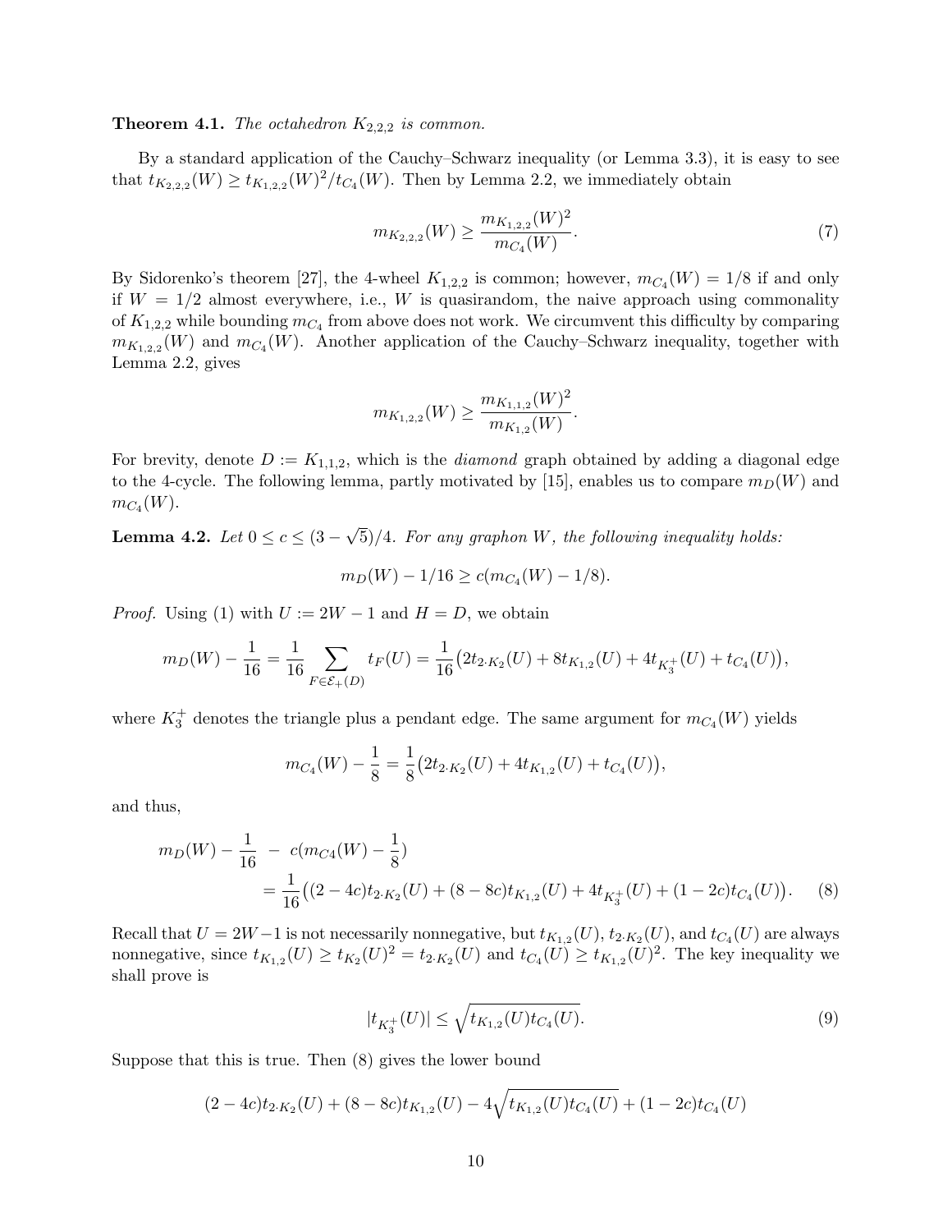**Theorem 4.1.** *The octahedron $K_{2,2,2}$ is common.*

By a standard application of the Cauchy–Schwarz inequality (or Lemma 3.3), it is easy to see that $t_{K_{2,2,2}}(W) \geq t_{K_{1,2,2}}(W)^2/t_{C_4}(W)$. Then by Lemma 2.2, we immediately obtain

$$m_{K_{2,2,2}}(W) \geq \frac{m_{K_{1,2,2}}(W)^2}{m_{C_4}(W)}. \tag{7}$$

By Sidorenko's theorem [27], the 4-wheel $K_{1,2,2}$ is common; however, $m_{C_4}(W) = 1/8$ if and only if $W = 1/2$ almost everywhere, i.e., $W$ is quasirandom, the naive approach using commonality of $K_{1,2,2}$ while bounding $m_{C_4}$ from above does not work. We circumvent this difficulty by comparing $m_{K_{1,2,2}}(W)$ and $m_{C_4}(W)$. Another application of the Cauchy–Schwarz inequality, together with Lemma 2.2, gives

$$m_{K_{1,2,2}}(W) \geq \frac{m_{K_{1,1,2}}(W)^2}{m_{K_{1,2}}(W)}.$$

For brevity, denote $D := K_{1,1,2}$, which is the *diamond* graph obtained by adding a diagonal edge to the 4-cycle. The following lemma, partly motivated by [15], enables us to compare $m_D(W)$ and $m_{C_4}(W)$.

**Lemma 4.2.** *Let $0 \leq c \leq (3-\sqrt{5})/4$. For any graphon $W$, the following inequality holds:*

$$m_D(W) - 1/16 \geq c(m_{C_4}(W) - 1/8).$$

*Proof.* Using (1) with $U := 2W - 1$ and $H = D$, we obtain

$$m_D(W) - \frac{1}{16} = \frac{1}{16} \sum_{F \in \mathcal{E}_+(D)} t_F(U) = \frac{1}{16}\big(2t_{2\cdot K_2}(U) + 8t_{K_{1,2}}(U) + 4t_{K_3^+}(U) + t_{C_4}(U)\big),$$

where $K_3^+$ denotes the triangle plus a pendant edge. The same argument for $m_{C_4}(W)$ yields

$$m_{C_4}(W) - \frac{1}{8} = \frac{1}{8}\big(2t_{2\cdot K_2}(U) + 4t_{K_{1,2}}(U) + t_{C_4}(U)\big),$$

and thus,

$$\begin{aligned} m_D(W) - \frac{1}{16} \;-\; c(m_{C4}(W) - \frac{1}{8}) \\ = \frac{1}{16}\big((2-4c)t_{2\cdot K_2}(U) + (8-8c)t_{K_{1,2}}(U) + 4t_{K_3^+}(U) + (1-2c)t_{C_4}(U)\big). \end{aligned} \tag{8}$$

Recall that $U = 2W-1$ is not necessarily nonnegative, but $t_{K_{1,2}}(U)$, $t_{2\cdot K_2}(U)$, and $t_{C_4}(U)$ are always nonnegative, since $t_{K_{1,2}}(U) \geq t_{K_2}(U)^2 = t_{2\cdot K_2}(U)$ and $t_{C_4}(U) \geq t_{K_{1,2}}(U)^2$. The key inequality we shall prove is

$$|t_{K_3^+}(U)| \leq \sqrt{t_{K_{1,2}}(U)t_{C_4}(U)}. \tag{9}$$

Suppose that this is true. Then (8) gives the lower bound

$$(2-4c)t_{2\cdot K_2}(U) + (8-8c)t_{K_{1,2}}(U) - 4\sqrt{t_{K_{1,2}}(U)t_{C_4}(U)} + (1-2c)t_{C_4}(U)$$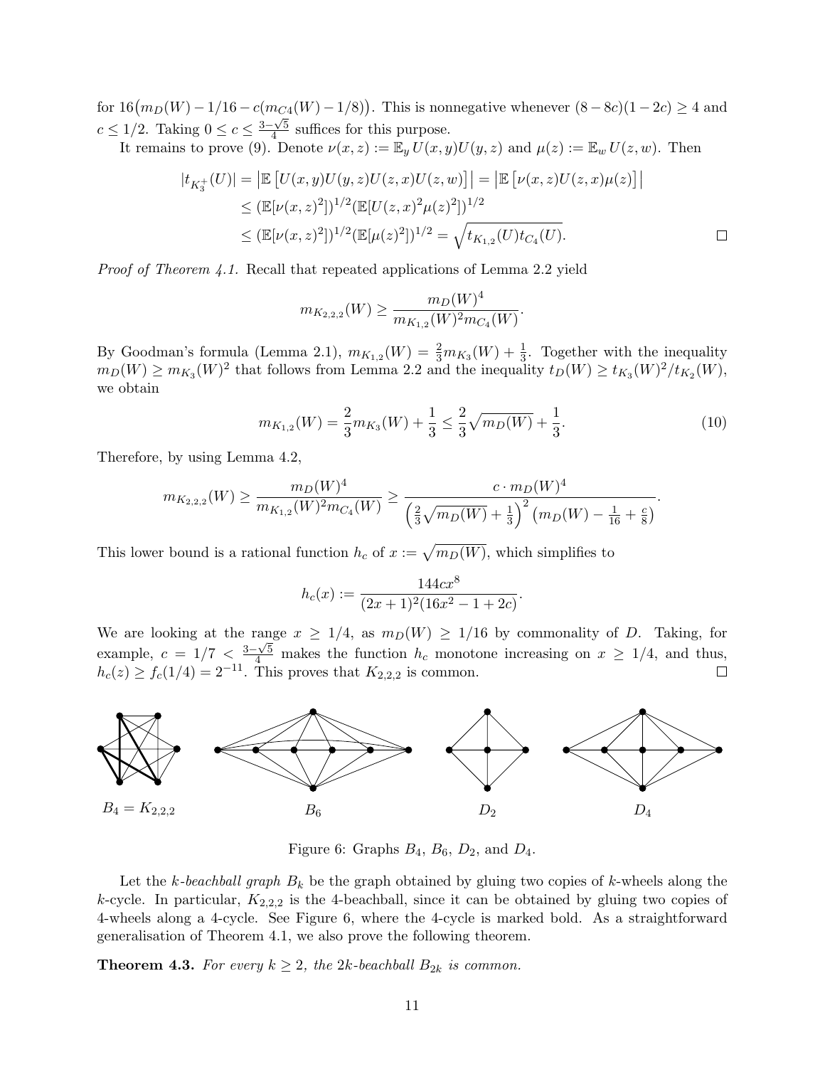for $16\big(m_D(W) - 1/16 - c(m_{C4}(W) - 1/8)\big)$. This is nonnegative whenever $(8-8c)(1-2c) \geq 4$ and $c \leq 1/2$. Taking $0 \leq c \leq \frac{3-\sqrt{5}}{4}$ suffices for this purpose.

It remains to prove (9). Denote $\nu(x,z) := \mathbb{E}_y\, U(x,y)U(y,z)$ and $\mu(z) := \mathbb{E}_w\, U(z,w)$. Then

$$\begin{aligned}
|t_{K_3^+}(U)| &= \left|\mathbb{E}\left[U(x,y)U(y,z)U(z,x)U(z,w)\right]\right| = \left|\mathbb{E}\left[\nu(x,z)U(z,x)\mu(z)\right]\right| \\
&\leq (\mathbb{E}[\nu(x,z)^2])^{1/2}(\mathbb{E}[U(z,x)^2\mu(z)^2])^{1/2} \\
&\leq (\mathbb{E}[\nu(x,z)^2])^{1/2}(\mathbb{E}[\mu(z)^2])^{1/2} = \sqrt{t_{K_{1,2}}(U)t_{C_4}(U)}.
\end{aligned}$$

□

*Proof of Theorem 4.1.* Recall that repeated applications of Lemma 2.2 yield

$$m_{K_{2,2,2}}(W) \geq \frac{m_D(W)^4}{m_{K_{1,2}}(W)^2 m_{C_4}(W)}.$$

By Goodman's formula (Lemma 2.1), $m_{K_{1,2}}(W) = \frac{2}{3}m_{K_3}(W) + \frac{1}{3}$. Together with the inequality $m_D(W) \geq m_{K_3}(W)^2$ that follows from Lemma 2.2 and the inequality $t_D(W) \geq t_{K_3}(W)^2/t_{K_2}(W)$, we obtain

$$m_{K_{1,2}}(W) = \frac{2}{3}m_{K_3}(W) + \frac{1}{3} \leq \frac{2}{3}\sqrt{m_D(W)} + \frac{1}{3}. \tag{10}$$

Therefore, by using Lemma 4.2,

$$m_{K_{2,2,2}}(W) \geq \frac{m_D(W)^4}{m_{K_{1,2}}(W)^2 m_{C_4}(W)} \geq \frac{c \cdot m_D(W)^4}{\left(\frac{2}{3}\sqrt{m_D(W)} + \frac{1}{3}\right)^2\left(m_D(W) - \frac{1}{16} + \frac{c}{8}\right)}.$$

This lower bound is a rational function $h_c$ of $x := \sqrt{m_D(W)}$, which simplifies to

$$h_c(x) := \frac{144cx^8}{(2x+1)^2(16x^2 - 1 + 2c)}.$$

We are looking at the range $x \geq 1/4$, as $m_D(W) \geq 1/16$ by commonality of $D$. Taking, for example, $c = 1/7 < \frac{3-\sqrt{5}}{4}$ makes the function $h_c$ monotone increasing on $x \geq 1/4$, and thus, $h_c(z) \geq f_c(1/4) = 2^{-11}$. This proves that $K_{2,2,2}$ is common. □

$B_4 = K_{2,2,2}$ $B_6$ $D_2$ $D_4$

Figure 6: Graphs $B_4$, $B_6$, $D_2$, and $D_4$.

Let the *$k$-beachball graph* $B_k$ be the graph obtained by gluing two copies of $k$-wheels along the $k$-cycle. In particular, $K_{2,2,2}$ is the 4-beachball, since it can be obtained by gluing two copies of 4-wheels along a 4-cycle. See Figure 6, where the 4-cycle is marked bold. As a straightforward generalisation of Theorem 4.1, we also prove the following theorem.

**Theorem 4.3.** *For every $k \geq 2$, the $2k$-beachball $B_{2k}$ is common.*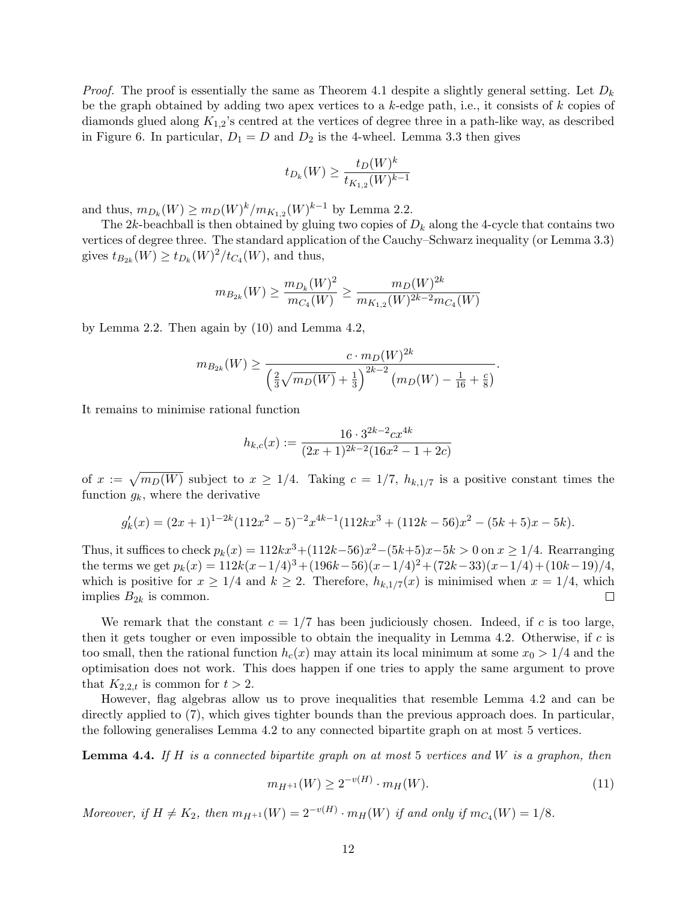*Proof.* The proof is essentially the same as Theorem 4.1 despite a slightly general setting. Let $D_k$ be the graph obtained by adding two apex vertices to a $k$-edge path, i.e., it consists of $k$ copies of diamonds glued along $K_{1,2}$'s centred at the vertices of degree three in a path-like way, as described in Figure 6. In particular, $D_1 = D$ and $D_2$ is the 4-wheel. Lemma 3.3 then gives

$$t_{D_k}(W) \geq \frac{t_D(W)^k}{t_{K_{1,2}}(W)^{k-1}}$$

and thus, $m_{D_k}(W) \geq m_D(W)^k / m_{K_{1,2}}(W)^{k-1}$ by Lemma 2.2.

The $2k$-beachball is then obtained by gluing two copies of $D_k$ along the 4-cycle that contains two vertices of degree three. The standard application of the Cauchy–Schwarz inequality (or Lemma 3.3) gives $t_{B_{2k}}(W) \geq t_{D_k}(W)^2 / t_{C_4}(W)$, and thus,

$$m_{B_{2k}}(W) \geq \frac{m_{D_k}(W)^2}{m_{C_4}(W)} \geq \frac{m_D(W)^{2k}}{m_{K_{1,2}}(W)^{2k-2} m_{C_4}(W)}$$

by Lemma 2.2. Then again by (10) and Lemma 4.2,

$$m_{B_{2k}}(W) \geq \frac{c \cdot m_D(W)^{2k}}{\left(\frac{2}{3}\sqrt{m_D(W)} + \frac{1}{3}\right)^{2k-2} \left(m_D(W) - \frac{1}{16} + \frac{c}{8}\right)}.$$

It remains to minimise rational function

$$h_{k,c}(x) := \frac{16 \cdot 3^{2k-2} c x^{4k}}{(2x+1)^{2k-2}(16x^2 - 1 + 2c)}$$

of $x := \sqrt{m_D(W)}$ subject to $x \geq 1/4$. Taking $c = 1/7$, $h_{k,1/7}$ is a positive constant times the function $g_k$, where the derivative

$$g_k'(x) = (2x+1)^{1-2k}(112x^2 - 5)^{-2} x^{4k-1}(112kx^3 + (112k - 56)x^2 - (5k+5)x - 5k).$$

Thus, it suffices to check $p_k(x) = 112kx^3 + (112k-56)x^2 - (5k+5)x - 5k > 0$ on $x \geq 1/4$. Rearranging the terms we get $p_k(x) = 112k(x-1/4)^3 + (196k-56)(x-1/4)^2 + (72k-33)(x-1/4) + (10k-19)/4$, which is positive for $x \geq 1/4$ and $k \geq 2$. Therefore, $h_{k,1/7}(x)$ is minimised when $x = 1/4$, which implies $B_{2k}$ is common. □

We remark that the constant $c = 1/7$ has been judiciously chosen. Indeed, if $c$ is too large, then it gets tougher or even impossible to obtain the inequality in Lemma 4.2. Otherwise, if $c$ is too small, then the rational function $h_c(x)$ may attain its local minimum at some $x_0 > 1/4$ and the optimisation does not work. This does happen if one tries to apply the same argument to prove that $K_{2,2,t}$ is common for $t > 2$.

However, flag algebras allow us to prove inequalities that resemble Lemma 4.2 and can be directly applied to (7), which gives tighter bounds than the previous approach does. In particular, the following generalises Lemma 4.2 to any connected bipartite graph on at most 5 vertices.

**Lemma 4.4.** *If $H$ is a connected bipartite graph on at most 5 vertices and $W$ is a graphon, then*

$$m_{H^{+1}}(W) \geq 2^{-v(H)} \cdot m_H(W). \tag{11}$$

*Moreover, if $H \neq K_2$, then $m_{H^{+1}}(W) = 2^{-v(H)} \cdot m_H(W)$ if and only if $m_{C_4}(W) = 1/8$.*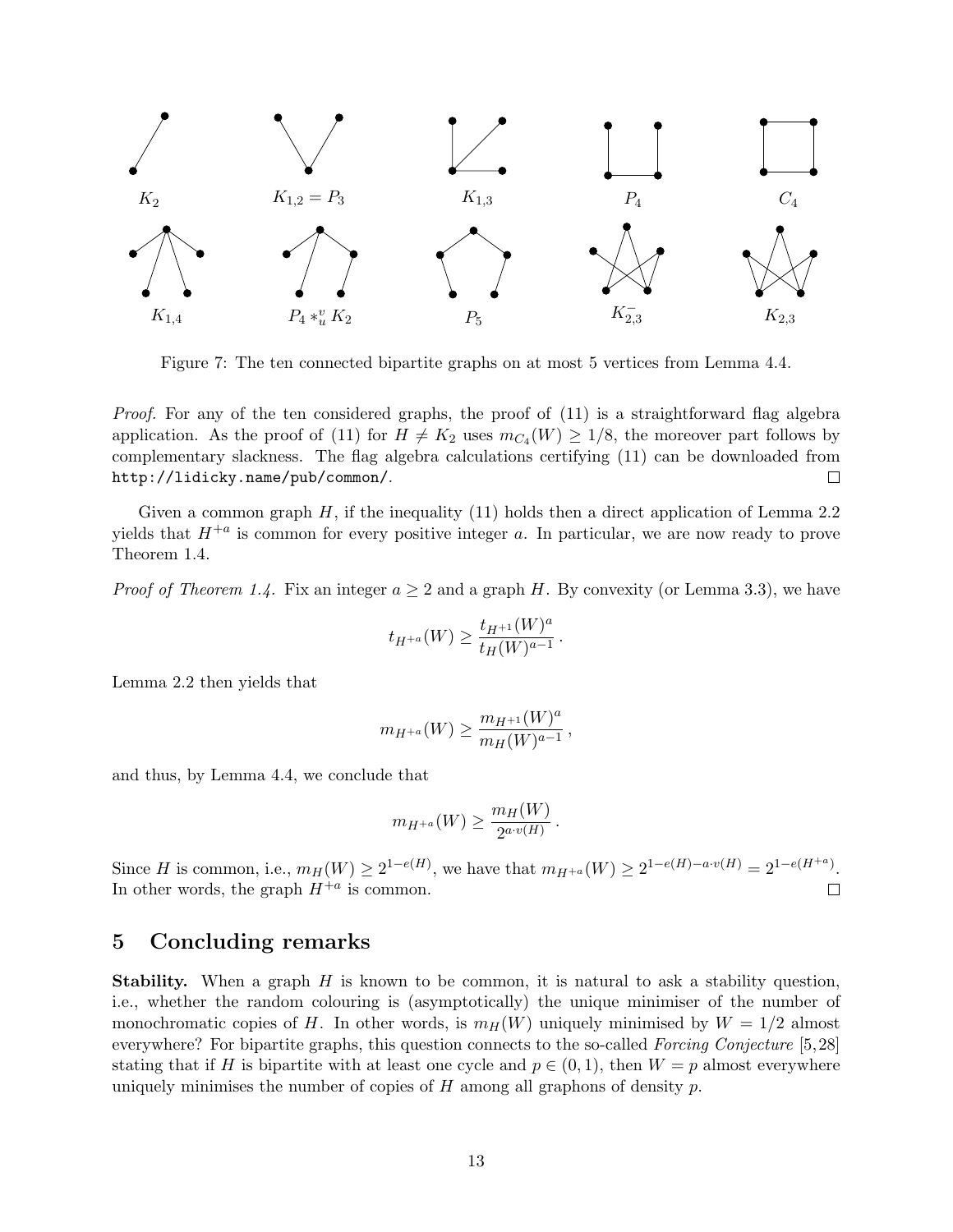Figure 7: The ten connected bipartite graphs on at most 5 vertices from Lemma 4.4.

*Proof.* For any of the ten considered graphs, the proof of (11) is a straightforward flag algebra application. As the proof of (11) for $H \neq K_2$ uses $m_{C_4}(W) \geq 1/8$, the moreover part follows by complementary slackness. The flag algebra calculations certifying (11) can be downloaded from `http://lidicky.name/pub/common/`. □

Given a common graph $H$, if the inequality (11) holds then a direct application of Lemma 2.2 yields that $H^{+a}$ is common for every positive integer $a$. In particular, we are now ready to prove Theorem 1.4.

*Proof of Theorem 1.4.* Fix an integer $a \geq 2$ and a graph $H$. By convexity (or Lemma 3.3), we have

$$t_{H^{+a}}(W) \geq \frac{t_{H^{+1}}(W)^a}{t_H(W)^{a-1}}.$$

Lemma 2.2 then yields that

$$m_{H^{+a}}(W) \geq \frac{m_{H^{+1}}(W)^a}{m_H(W)^{a-1}},$$

and thus, by Lemma 4.4, we conclude that

$$m_{H^{+a}}(W) \geq \frac{m_H(W)}{2^{a \cdot v(H)}}.$$

Since $H$ is common, i.e., $m_H(W) \geq 2^{1-e(H)}$, we have that $m_{H^{+a}}(W) \geq 2^{1-e(H)-a \cdot v(H)} = 2^{1-e(H^{+a})}$. In other words, the graph $H^{+a}$ is common. □

## 5 Concluding remarks

**Stability.** When a graph $H$ is known to be common, it is natural to ask a stability question, i.e., whether the random colouring is (asymptotically) the unique minimiser of the number of monochromatic copies of $H$. In other words, is $m_H(W)$ uniquely minimised by $W = 1/2$ almost everywhere? For bipartite graphs, this question connects to the so-called *Forcing Conjecture* [5,28] stating that if $H$ is bipartite with at least one cycle and $p \in (0, 1)$, then $W = p$ almost everywhere uniquely minimises the number of copies of $H$ among all graphons of density $p$.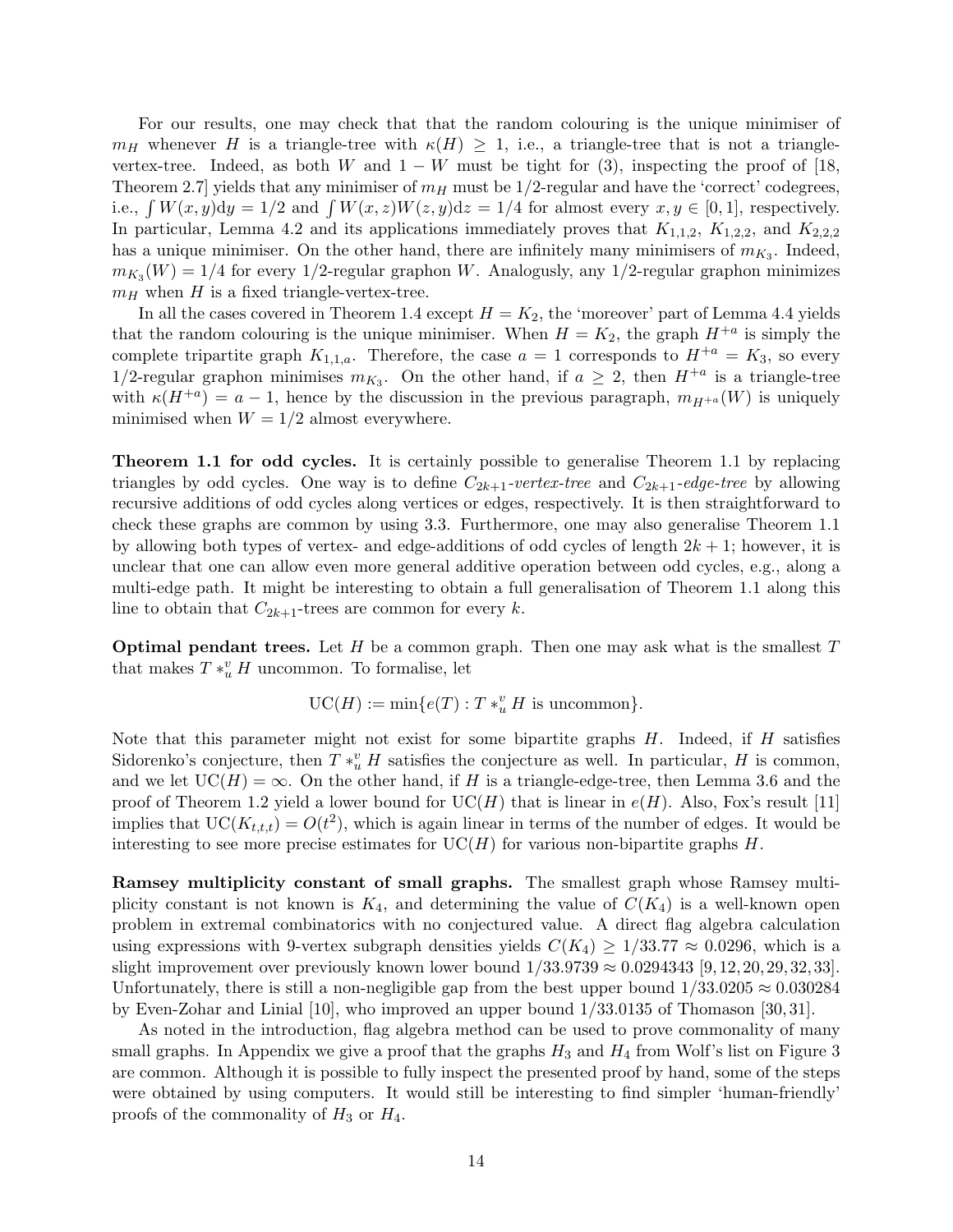For our results, one may check that that the random colouring is the unique minimiser of $m_H$ whenever $H$ is a triangle-tree with $\kappa(H) \geq 1$, i.e., a triangle-tree that is not a triangle-vertex-tree. Indeed, as both $W$ and $1-W$ must be tight for (3), inspecting the proof of [18, Theorem 2.7] yields that any minimiser of $m_H$ must be $1/2$-regular and have the 'correct' codegrees, i.e., $\int W(x,y)\mathrm{d}y = 1/2$ and $\int W(x,z)W(z,y)\mathrm{d}z = 1/4$ for almost every $x, y \in [0,1]$, respectively. In particular, Lemma 4.2 and its applications immediately proves that $K_{1,1,2}$, $K_{1,2,2}$, and $K_{2,2,2}$ has a unique minimiser. On the other hand, there are infinitely many minimisers of $m_{K_3}$. Indeed, $m_{K_3}(W) = 1/4$ for every $1/2$-regular graphon $W$. Analogusly, any $1/2$-regular graphon minimizes $m_H$ when $H$ is a fixed triangle-vertex-tree.

In all the cases covered in Theorem 1.4 except $H = K_2$, the 'moreover' part of Lemma 4.4 yields that the random colouring is the unique minimiser. When $H = K_2$, the graph $H^{+a}$ is simply the complete tripartite graph $K_{1,1,a}$. Therefore, the case $a = 1$ corresponds to $H^{+a} = K_3$, so every $1/2$-regular graphon minimises $m_{K_3}$. On the other hand, if $a \geq 2$, then $H^{+a}$ is a triangle-tree with $\kappa(H^{+a}) = a - 1$, hence by the discussion in the previous paragraph, $m_{H^{+a}}(W)$ is uniquely minimised when $W = 1/2$ almost everywhere.

**Theorem 1.1 for odd cycles.** It is certainly possible to generalise Theorem 1.1 by replacing triangles by odd cycles. One way is to define $C_{2k+1}$*-vertex-tree* and $C_{2k+1}$*-edge-tree* by allowing recursive additions of odd cycles along vertices or edges, respectively. It is then straightforward to check these graphs are common by using 3.3. Furthermore, one may also generalise Theorem 1.1 by allowing both types of vertex- and edge-additions of odd cycles of length $2k+1$; however, it is unclear that one can allow even more general additive operation between odd cycles, e.g., along a multi-edge path. It might be interesting to obtain a full generalisation of Theorem 1.1 along this line to obtain that $C_{2k+1}$-trees are common for every $k$.

**Optimal pendant trees.** Let $H$ be a common graph. Then one may ask what is the smallest $T$ that makes $T *_u^v H$ uncommon. To formalise, let

$$\mathrm{UC}(H) := \min\{e(T) : T *_u^v H \text{ is uncommon}\}.$$

Note that this parameter might not exist for some bipartite graphs $H$. Indeed, if $H$ satisfies Sidorenko's conjecture, then $T *_u^v H$ satisfies the conjecture as well. In particular, $H$ is common, and we let $\mathrm{UC}(H) = \infty$. On the other hand, if $H$ is a triangle-edge-tree, then Lemma 3.6 and the proof of Theorem 1.2 yield a lower bound for $\mathrm{UC}(H)$ that is linear in $e(H)$. Also, Fox's result [11] implies that $\mathrm{UC}(K_{t,t,t}) = O(t^2)$, which is again linear in terms of the number of edges. It would be interesting to see more precise estimates for $\mathrm{UC}(H)$ for various non-bipartite graphs $H$.

**Ramsey multiplicity constant of small graphs.** The smallest graph whose Ramsey multiplicity constant is not known is $K_4$, and determining the value of $C(K_4)$ is a well-known open problem in extremal combinatorics with no conjectured value. A direct flag algebra calculation using expressions with 9-vertex subgraph densities yields $C(K_4) \geq 1/33.77 \approx 0.0296$, which is a slight improvement over previously known lower bound $1/33.9739 \approx 0.0294343$ [9, 12, 20, 29, 32, 33]. Unfortunately, there is still a non-negligible gap from the best upper bound $1/33.0205 \approx 0.030284$ by Even-Zohar and Linial [10], who improved an upper bound $1/33.0135$ of Thomason [30, 31].

As noted in the introduction, flag algebra method can be used to prove commonality of many small graphs. In Appendix we give a proof that the graphs $H_3$ and $H_4$ from Wolf's list on Figure 3 are common. Although it is possible to fully inspect the presented proof by hand, some of the steps were obtained by using computers. It would still be interesting to find simpler 'human-friendly' proofs of the commonality of $H_3$ or $H_4$.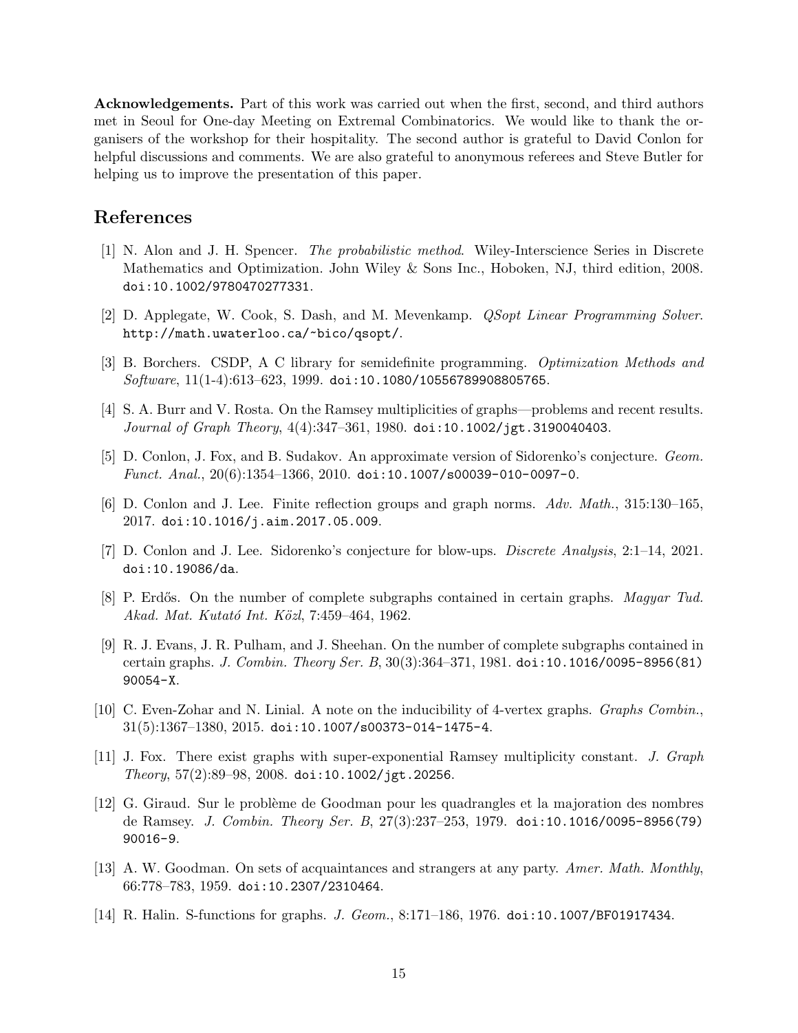**Acknowledgements.** Part of this work was carried out when the first, second, and third authors met in Seoul for One-day Meeting on Extremal Combinatorics. We would like to thank the organisers of the workshop for their hospitality. The second author is grateful to David Conlon for helpful discussions and comments. We are also grateful to anonymous referees and Steve Butler for helping us to improve the presentation of this paper.

## References

[1] N. Alon and J. H. Spencer. *The probabilistic method*. Wiley-Interscience Series in Discrete Mathematics and Optimization. John Wiley & Sons Inc., Hoboken, NJ, third edition, 2008. doi:10.1002/9780470277331.

[2] D. Applegate, W. Cook, S. Dash, and M. Mevenkamp. *QSopt Linear Programming Solver*. http://math.uwaterloo.ca/~bico/qsopt/.

[3] B. Borchers. CSDP, A C library for semidefinite programming. *Optimization Methods and Software*, 11(1-4):613–623, 1999. doi:10.1080/10556789908805765.

[4] S. A. Burr and V. Rosta. On the Ramsey multiplicities of graphs—problems and recent results. *Journal of Graph Theory*, 4(4):347–361, 1980. doi:10.1002/jgt.3190040403.

[5] D. Conlon, J. Fox, and B. Sudakov. An approximate version of Sidorenko's conjecture. *Geom. Funct. Anal.*, 20(6):1354–1366, 2010. doi:10.1007/s00039-010-0097-0.

[6] D. Conlon and J. Lee. Finite reflection groups and graph norms. *Adv. Math.*, 315:130–165, 2017. doi:10.1016/j.aim.2017.05.009.

[7] D. Conlon and J. Lee. Sidorenko's conjecture for blow-ups. *Discrete Analysis*, 2:1–14, 2021. doi:10.19086/da.

[8] P. Erdős. On the number of complete subgraphs contained in certain graphs. *Magyar Tud. Akad. Mat. Kutató Int. Közl*, 7:459–464, 1962.

[9] R. J. Evans, J. R. Pulham, and J. Sheehan. On the number of complete subgraphs contained in certain graphs. *J. Combin. Theory Ser. B*, 30(3):364–371, 1981. doi:10.1016/0095-8956(81)90054-X.

[10] C. Even-Zohar and N. Linial. A note on the inducibility of 4-vertex graphs. *Graphs Combin.*, 31(5):1367–1380, 2015. doi:10.1007/s00373-014-1475-4.

[11] J. Fox. There exist graphs with super-exponential Ramsey multiplicity constant. *J. Graph Theory*, 57(2):89–98, 2008. doi:10.1002/jgt.20256.

[12] G. Giraud. Sur le problème de Goodman pour les quadrangles et la majoration des nombres de Ramsey. *J. Combin. Theory Ser. B*, 27(3):237–253, 1979. doi:10.1016/0095-8956(79)90016-9.

[13] A. W. Goodman. On sets of acquaintances and strangers at any party. *Amer. Math. Monthly*, 66:778–783, 1959. doi:10.2307/2310464.

[14] R. Halin. S-functions for graphs. *J. Geom.*, 8:171–186, 1976. doi:10.1007/BF01917434.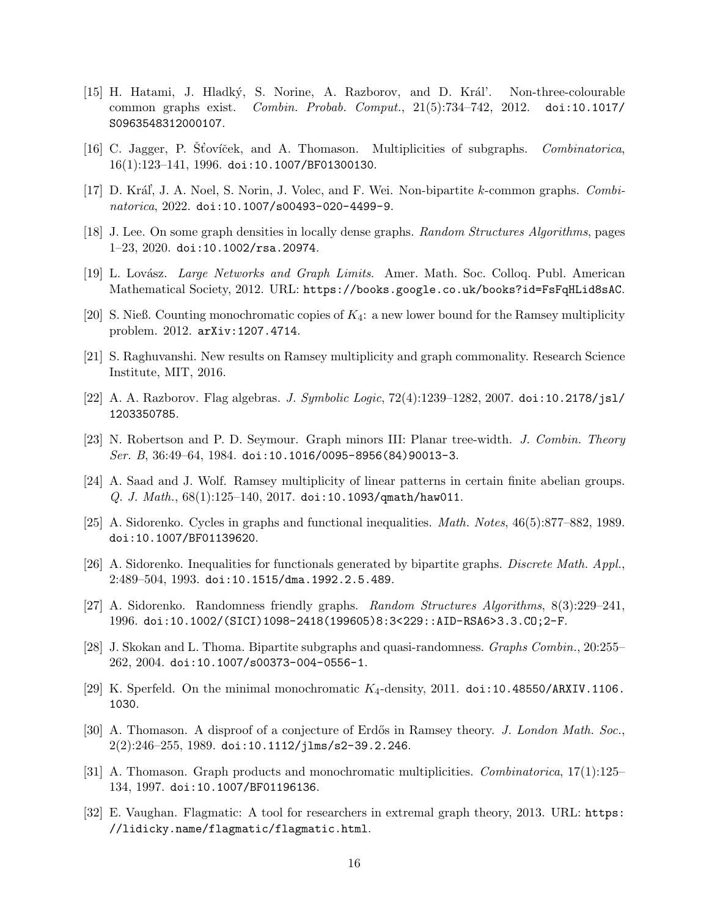[15] H. Hatami, J. Hladký, S. Norine, A. Razborov, and D. Král'. Non-three-colourable common graphs exist. *Combin. Probab. Comput.*, 21(5):734–742, 2012. doi:10.1017/S0963548312000107.

[16] C. Jagger, P. Šťovíček, and A. Thomason. Multiplicities of subgraphs. *Combinatorica*, 16(1):123–141, 1996. doi:10.1007/BF01300130.

[17] D. Král', J. A. Noel, S. Norin, J. Volec, and F. Wei. Non-bipartite $k$-common graphs. *Combinatorica*, 2022. doi:10.1007/s00493-020-4499-9.

[18] J. Lee. On some graph densities in locally dense graphs. *Random Structures Algorithms*, pages 1–23, 2020. doi:10.1002/rsa.20974.

[19] L. Lovász. *Large Networks and Graph Limits*. Amer. Math. Soc. Colloq. Publ. American Mathematical Society, 2012. URL: https://books.google.co.uk/books?id=FsFqHLid8sAC.

[20] S. Nieß. Counting monochromatic copies of $K_4$: a new lower bound for the Ramsey multiplicity problem. 2012. arXiv:1207.4714.

[21] S. Raghuvanshi. New results on Ramsey multiplicity and graph commonality. Research Science Institute, MIT, 2016.

[22] A. A. Razborov. Flag algebras. *J. Symbolic Logic*, 72(4):1239–1282, 2007. doi:10.2178/jsl/1203350785.

[23] N. Robertson and P. D. Seymour. Graph minors III: Planar tree-width. *J. Combin. Theory Ser. B*, 36:49–64, 1984. doi:10.1016/0095-8956(84)90013-3.

[24] A. Saad and J. Wolf. Ramsey multiplicity of linear patterns in certain finite abelian groups. *Q. J. Math.*, 68(1):125–140, 2017. doi:10.1093/qmath/haw011.

[25] A. Sidorenko. Cycles in graphs and functional inequalities. *Math. Notes*, 46(5):877–882, 1989. doi:10.1007/BF01139620.

[26] A. Sidorenko. Inequalities for functionals generated by bipartite graphs. *Discrete Math. Appl.*, 2:489–504, 1993. doi:10.1515/dma.1992.2.5.489.

[27] A. Sidorenko. Randomness friendly graphs. *Random Structures Algorithms*, 8(3):229–241, 1996. doi:10.1002/(SICI)1098-2418(199605)8:3<229::AID-RSA6>3.3.CO;2-F.

[28] J. Skokan and L. Thoma. Bipartite subgraphs and quasi-randomness. *Graphs Combin.*, 20:255–262, 2004. doi:10.1007/s00373-004-0556-1.

[29] K. Sperfeld. On the minimal monochromatic $K_4$-density, 2011. doi:10.48550/ARXIV.1106.1030.

[30] A. Thomason. A disproof of a conjecture of Erdős in Ramsey theory. *J. London Math. Soc.*, 2(2):246–255, 1989. doi:10.1112/jlms/s2-39.2.246.

[31] A. Thomason. Graph products and monochromatic multiplicities. *Combinatorica*, 17(1):125–134, 1997. doi:10.1007/BF01196136.

[32] E. Vaughan. Flagmatic: A tool for researchers in extremal graph theory, 2013. URL: https://lidicky.name/flagmatic/flagmatic.html.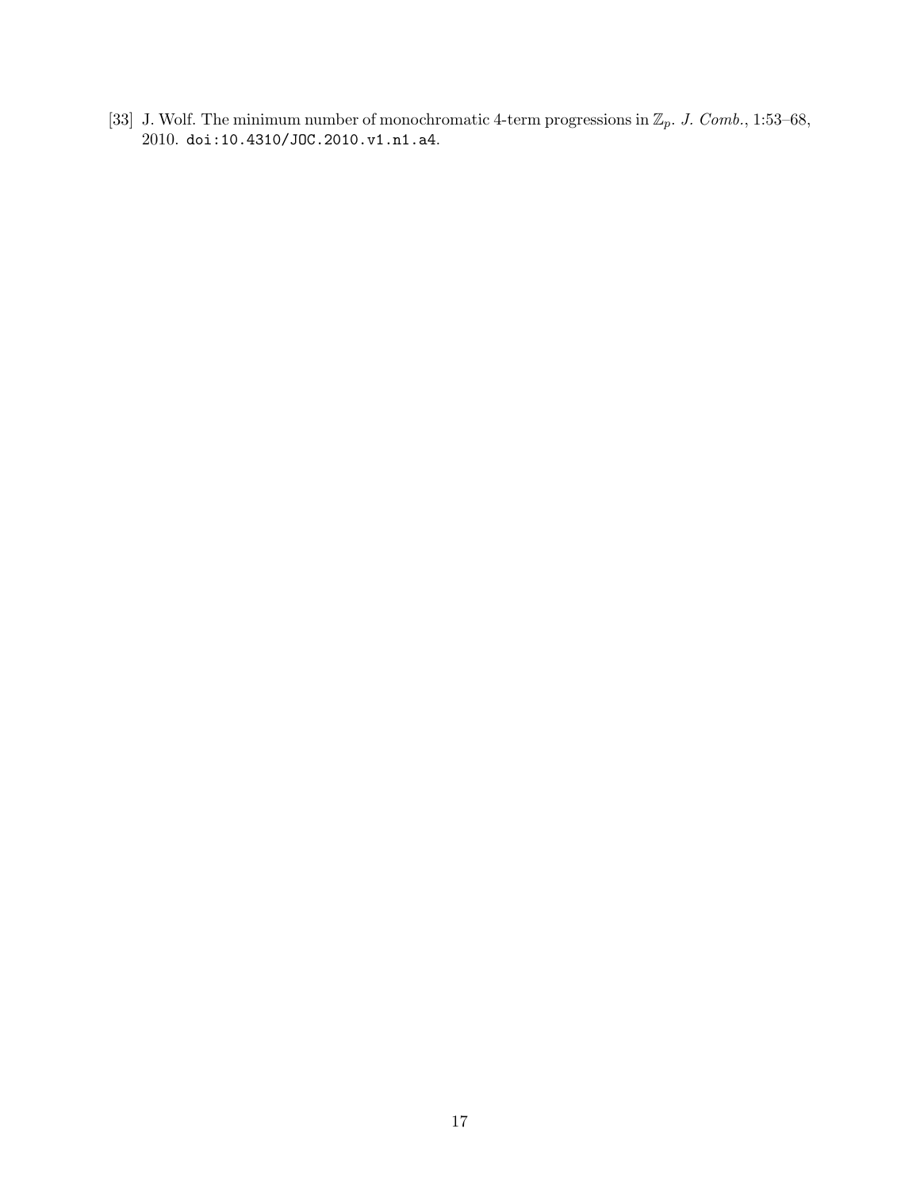[33] J. Wolf. The minimum number of monochromatic 4-term progressions in $\mathbb{Z}_p$. *J. Comb.*, 1:53–68, 2010. `doi:10.4310/JOC.2010.v1.n1.a4`.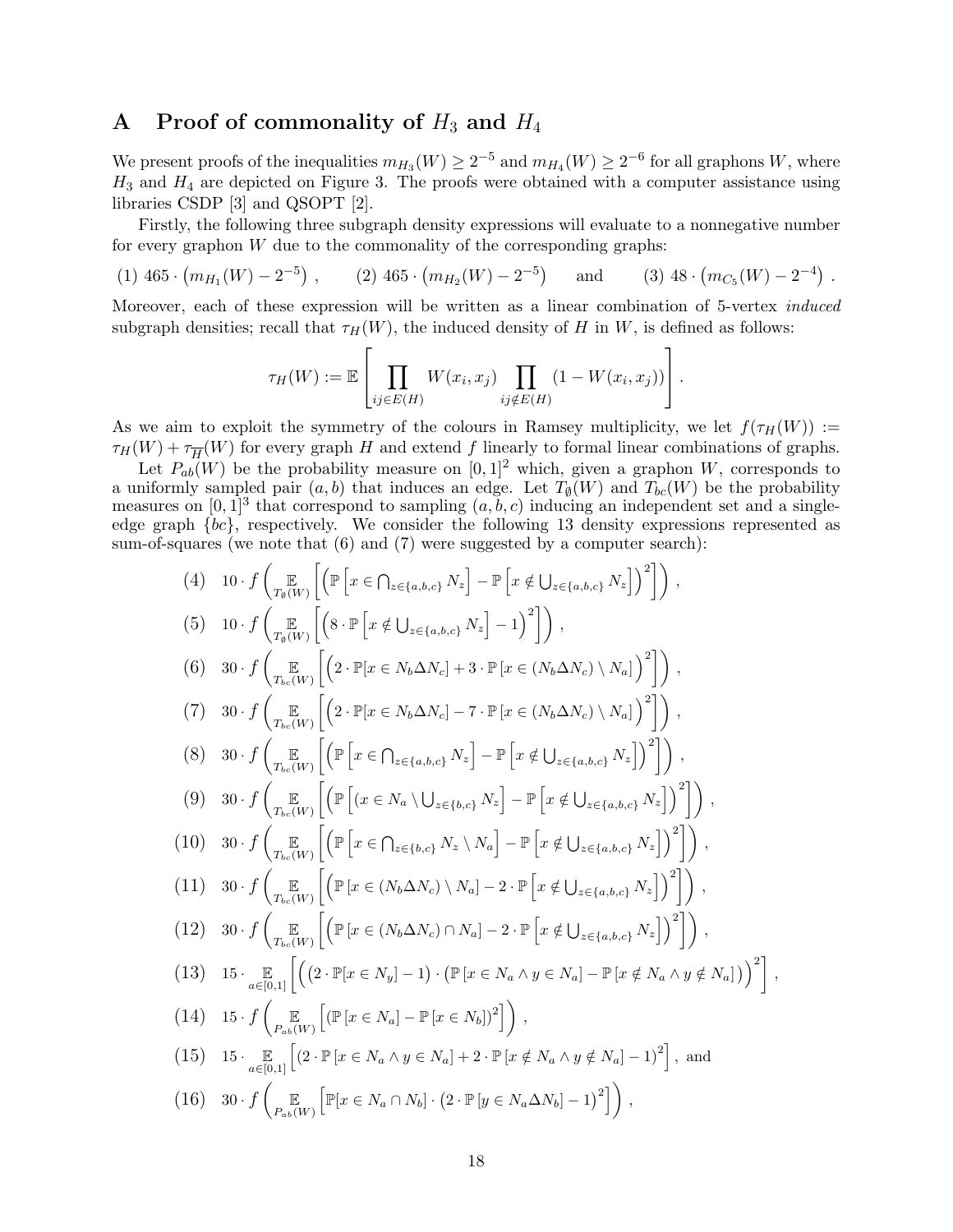# A Proof of commonality of $H_3$ and $H_4$

We present proofs of the inequalities $m_{H_3}(W) \geq 2^{-5}$ and $m_{H_4}(W) \geq 2^{-6}$ for all graphons $W$, where $H_3$ and $H_4$ are depicted on Figure 3. The proofs were obtained with a computer assistance using libraries CSDP [3] and QSOPT [2].

Firstly, the following three subgraph density expressions will evaluate to a nonnegative number for every graphon $W$ due to the commonality of the corresponding graphs:

(1) $465 \cdot \left(m_{H_1}(W) - 2^{-5}\right)$, (2) $465 \cdot \left(m_{H_2}(W) - 2^{-5}\right)$ and (3) $48 \cdot \left(m_{C_5}(W) - 2^{-4}\right)$.

Moreover, each of these expression will be written as a linear combination of 5-vertex *induced* subgraph densities; recall that $\tau_H(W)$, the induced density of $H$ in $W$, is defined as follows:

$$\tau_H(W) := \mathbb{E}\left[\prod_{ij \in E(H)} W(x_i, x_j) \prod_{ij \notin E(H)} (1 - W(x_i, x_j))\right].$$

As we aim to exploit the symmetry of the colours in Ramsey multiplicity, we let $f(\tau_H(W)) := \tau_H(W) + \tau_{\overline{H}}(W)$ for every graph $H$ and extend $f$ linearly to formal linear combinations of graphs.

Let $P_{ab}(W)$ be the probability measure on $[0,1]^2$ which, given a graphon $W$, corresponds to a uniformly sampled pair $(a,b)$ that induces an edge. Let $T_\emptyset(W)$ and $T_{bc}(W)$ be the probability measures on $[0,1]^3$ that correspond to sampling $(a,b,c)$ inducing an independent set and a single-edge graph $\{bc\}$, respectively. We consider the following 13 density expressions represented as sum-of-squares (we note that (6) and (7) were suggested by a computer search):

$$(4) \quad 10 \cdot f\left(\mathop{\mathbb{E}}_{T_\emptyset(W)}\left[\left(\mathbb{P}\left[x \in \bigcap_{z \in \{a,b,c\}} N_z\right] - \mathbb{P}\left[x \notin \bigcup_{z \in \{a,b,c\}} N_z\right]\right)^2\right]\right),$$

$$(5) \quad 10 \cdot f\left(\mathop{\mathbb{E}}_{T_\emptyset(W)}\left[\left(8 \cdot \mathbb{P}\left[x \notin \bigcup_{z \in \{a,b,c\}} N_z\right] - 1\right)^2\right]\right),$$

$$(6) \quad 30 \cdot f\left(\mathop{\mathbb{E}}_{T_{bc}(W)}\left[\left(2 \cdot \mathbb{P}[x \in N_b \Delta N_c] + 3 \cdot \mathbb{P}\left[x \in (N_b \Delta N_c) \setminus N_a\right]\right)^2\right]\right),$$

$$(7) \quad 30 \cdot f\left(\mathop{\mathbb{E}}_{T_{bc}(W)}\left[\left(2 \cdot \mathbb{P}[x \in N_b \Delta N_c] - 7 \cdot \mathbb{P}\left[x \in (N_b \Delta N_c) \setminus N_a\right]\right)^2\right]\right),$$

$$(8) \quad 30 \cdot f\left(\mathop{\mathbb{E}}_{T_{bc}(W)}\left[\left(\mathbb{P}\left[x \in \bigcap_{z \in \{a,b,c\}} N_z\right] - \mathbb{P}\left[x \notin \bigcup_{z \in \{a,b,c\}} N_z\right]\right)^2\right]\right),$$

$$(9) \quad 30 \cdot f\left(\mathop{\mathbb{E}}_{T_{bc}(W)}\left[\left(\mathbb{P}\left[(x \in N_a \setminus \bigcup_{z \in \{b,c\}} N_z\right] - \mathbb{P}\left[x \notin \bigcup_{z \in \{a,b,c\}} N_z\right]\right)^2\right]\right),$$

$$(10) \quad 30 \cdot f\left(\mathop{\mathbb{E}}_{T_{bc}(W)}\left[\left(\mathbb{P}\left[x \in \bigcap_{z \in \{b,c\}} N_z \setminus N_a\right] - \mathbb{P}\left[x \notin \bigcup_{z \in \{a,b,c\}} N_z\right]\right)^2\right]\right),$$

$$(11) \quad 30 \cdot f\left(\mathop{\mathbb{E}}_{T_{bc}(W)}\left[\left(\mathbb{P}\left[x \in (N_b \Delta N_c) \setminus N_a\right] - 2 \cdot \mathbb{P}\left[x \notin \bigcup_{z \in \{a,b,c\}} N_z\right]\right)^2\right]\right),$$

$$(12) \quad 30 \cdot f\left(\mathop{\mathbb{E}}_{T_{bc}(W)}\left[\left(\mathbb{P}\left[x \in (N_b \Delta N_c) \cap N_a\right] - 2 \cdot \mathbb{P}\left[x \notin \bigcup_{z \in \{a,b,c\}} N_z\right]\right)^2\right]\right),$$

$$(13) \quad 15 \cdot \mathop{\mathbb{E}}_{a \in [0,1]}\left[\Big(\left(2 \cdot \mathbb{P}[x \in N_y] - 1\right) \cdot \left(\mathbb{P}\left[x \in N_a \wedge y \in N_a\right] - \mathbb{P}\left[x \notin N_a \wedge y \notin N_a\right]\right)\Big)^2\right],$$

$$(14) \quad 15 \cdot f\left(\mathop{\mathbb{E}}_{P_{ab}(W)}\left[\left(\mathbb{P}\left[x \in N_a\right] - \mathbb{P}\left[x \in N_b\right]\right)^2\right]\right),$$

$$(15) \quad 15 \cdot \mathop{\mathbb{E}}_{a \in [0,1]}\left[\left(2 \cdot \mathbb{P}\left[x \in N_a \wedge y \in N_a\right] + 2 \cdot \mathbb{P}\left[x \notin N_a \wedge y \notin N_a\right] - 1\right)^2\right], \text{ and}$$

$$(16) \quad 30 \cdot f\left(\mathop{\mathbb{E}}_{P_{ab}(W)}\left[\mathbb{P}[x \in N_a \cap N_b] \cdot \left(2 \cdot \mathbb{P}\left[y \in N_a \Delta N_b\right] - 1\right)^2\right]\right),$$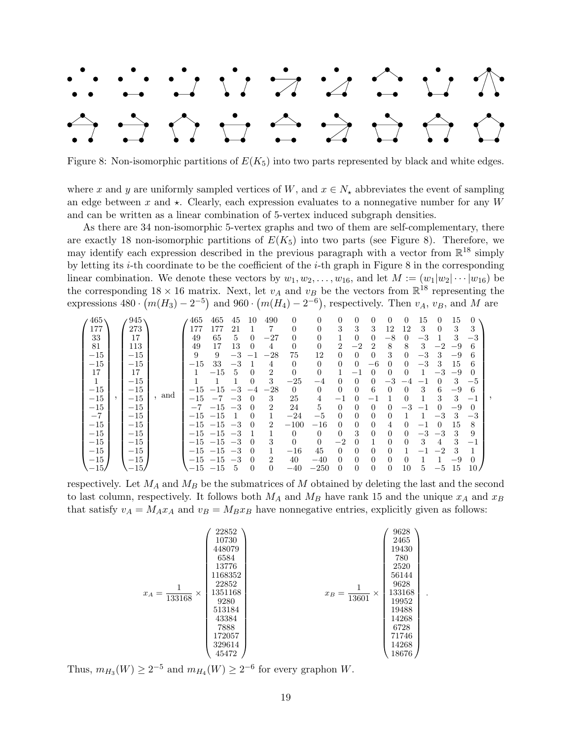Figure 8: Non-isomorphic partitions of $E(K_5)$ into two parts represented by black and white edges.

where $x$ and $y$ are uniformly sampled vertices of $W$, and $x \in N_\star$ abbreviates the event of sampling an edge between $x$ and $\star$. Clearly, each expression evaluates to a nonnegative number for any $W$ and can be written as a linear combination of 5-vertex induced subgraph densities.

As there are 34 non-isomorphic 5-vertex graphs and two of them are self-complementary, there are exactly 18 non-isomorphic partitions of $E(K_5)$ into two parts (see Figure 8). Therefore, we may identify each expression described in the previous paragraph with a vector from $\mathbb{R}^{18}$ simply by letting its $i$-th coordinate to be the coefficient of the $i$-th graph in Figure 8 in the corresponding linear combination. We denote these vectors by $w_1, w_2, \ldots, w_{16}$, and let $M := (w_1|w_2|\cdots|w_{16})$ be the corresponding $18 \times 16$ matrix. Next, let $v_A$ and $v_B$ be the vectors from $\mathbb{R}^{18}$ representing the expressions $480 \cdot \big(m(H_3) - 2^{-5}\big)$ and $960 \cdot \big(m(H_4) - 2^{-6}\big)$, respectively. Then $v_A$, $v_B$, and $M$ are

$$
\begin{pmatrix} 465\\177\\33\\81\\-15\\-15\\17\\1\\-15\\-15\\-15\\-7\\-15\\-15\\-15\\-15\\-15\\-15 \end{pmatrix},
\begin{pmatrix} 945\\273\\17\\113\\-15\\-15\\17\\-15\\-15\\-15\\-15\\-15\\-15\\-15\\-15\\-15\\-15\\-15 \end{pmatrix},
\text{ and }
\begin{pmatrix}
465 & 465 & 45 & 10 & 490 & 0 & 0 & 0 & 0 & 0 & 0 & 0 & 15 & 0 & 15 & 0\\
177 & 177 & 21 & 1 & 7 & 0 & 0 & 3 & 3 & 3 & 12 & 12 & 3 & 0 & 3 & 3\\
49 & 65 & 5 & 0 & -27 & 0 & 0 & 1 & 0 & 0 & -8 & 0 & -3 & 1 & 3 & -3\\
49 & 17 & 13 & 0 & 4 & 0 & 0 & 2 & -2 & 2 & 8 & 8 & 3 & -2 & -9 & 6\\
9 & 9 & -3 & -1 & -28 & 75 & 12 & 0 & 0 & 0 & 3 & 0 & -3 & 3 & -9 & 6\\
-15 & 33 & -3 & 1 & 4 & 0 & 0 & 0 & 0 & -6 & 0 & 0 & -3 & 3 & 15 & 6\\
1 & -15 & 5 & 0 & 2 & 0 & 0 & 1 & -1 & 0 & 0 & 0 & 1 & -3 & -9 & 0\\
1 & 1 & 1 & 0 & 3 & -25 & -4 & 0 & 0 & 0 & -3 & -4 & -1 & 0 & 3 & -5\\
-15 & -15 & -3 & -4 & -28 & 0 & 0 & 0 & 0 & 6 & 0 & 0 & 3 & 6 & -9 & 6\\
-15 & -7 & -3 & 0 & 3 & 25 & 4 & -1 & 0 & -1 & 1 & 0 & 1 & 3 & 3 & -1\\
-7 & -15 & -3 & 0 & 2 & 24 & 5 & 0 & 0 & 0 & 0 & -3 & -1 & 0 & -9 & 0\\
-15 & -15 & 1 & 0 & 1 & -24 & -5 & 0 & 0 & 0 & 0 & 1 & 1 & -3 & 3 & -3\\
-15 & -15 & -3 & 0 & 2 & -100 & -16 & 0 & 0 & 0 & 4 & 0 & -1 & 0 & 15 & 8\\
-15 & -15 & -3 & 1 & 1 & 0 & 0 & 0 & 3 & 0 & 0 & 0 & -3 & -3 & 3 & 9\\
-15 & -15 & -3 & 0 & 3 & 0 & 0 & -2 & 0 & 1 & 0 & 0 & 3 & 4 & 3 & -1\\
-15 & -15 & -3 & 0 & 1 & -16 & 45 & 0 & 0 & 0 & 0 & 1 & -1 & -2 & 3 & 1\\
-15 & -15 & -3 & 0 & 2 & 40 & -40 & 0 & 0 & 0 & 0 & 0 & 1 & 1 & -9 & 0\\
-15 & -15 & 5 & 0 & 0 & -40 & -250 & 0 & 0 & 0 & 0 & 10 & 5 & -5 & 15 & 10
\end{pmatrix},
$$

respectively. Let $M_A$ and $M_B$ be the submatrices of $M$ obtained by deleting the last and the second to last column, respectively. It follows both $M_A$ and $M_B$ have rank 15 and the unique $x_A$ and $x_B$ that satisfy $v_A = M_A x_A$ and $v_B = M_B x_B$ have nonnegative entries, explicitly given as follows:

$$
x_A = \frac{1}{133168} \times \begin{pmatrix} 22852\\10730\\448079\\6584\\13776\\1168352\\22852\\1351168\\9280\\513184\\43384\\7888\\172057\\329614\\45472 \end{pmatrix}
\qquad
x_B = \frac{1}{13601} \times \begin{pmatrix} 9628\\2465\\19430\\780\\2520\\56144\\9628\\133168\\19952\\19488\\14268\\6728\\71746\\14268\\18676 \end{pmatrix}.
$$

Thus, $m_{H_3}(W) \geq 2^{-5}$ and $m_{H_4}(W) \geq 2^{-6}$ for every graphon $W$.